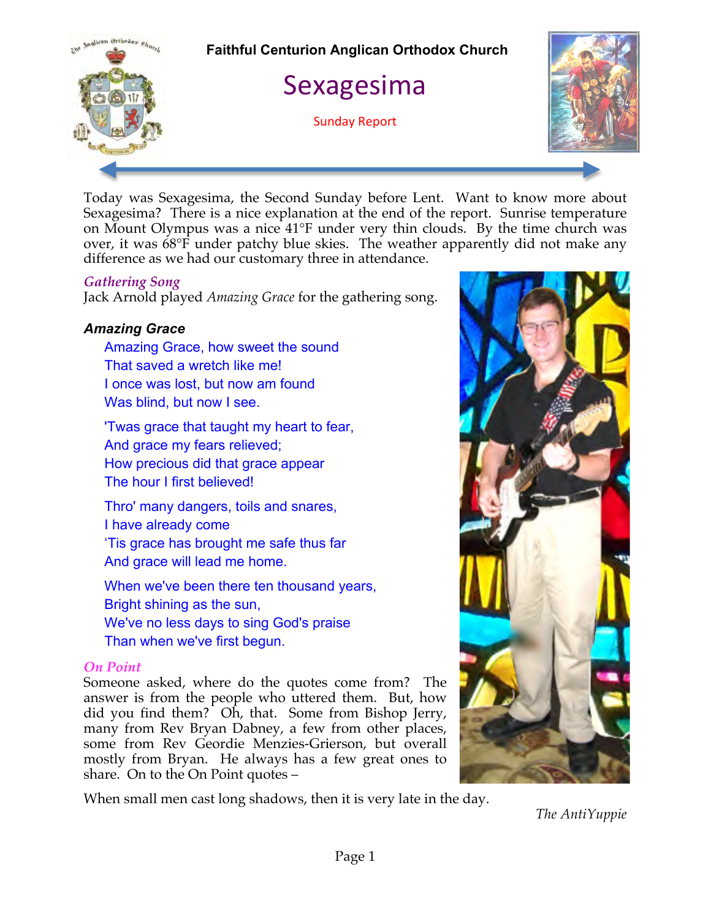# Faithful Centurion Anglican Orthodox Church

## Sexagesima

Sunday Report

Today was Sexagesima, the Second Sunday before Lent. Want to know more about Sexagesima? There is a nice explanation at the end of the report. Sunrise temperature on Mount Olympus was a nice 41°F under very thin clouds. By the time church was over, it was 68°F under patchy blue skies. The weather apparently did not make any difference as we had our customary three in attendance.

### *Gathering Song*

Jack Arnold played *Amazing Grace* for the gathering song.

***Amazing Grace***

Amazing Grace, how sweet the sound
That saved a wretch like me!
I once was lost, but now am found
Was blind, but now I see.

'Twas grace that taught my heart to fear,
And grace my fears relieved;
How precious did that grace appear
The hour I first believed!

Thro' many dangers, toils and snares,
I have already come
'Tis grace has brought me safe thus far
And grace will lead me home.

When we've been there ten thousand years,
Bright shining as the sun,
We've no less days to sing God's praise
Than when we've first begun.

### *On Point*

Someone asked, where do the quotes come from? The answer is from the people who uttered them. But, how did you find them? Oh, that. Some from Bishop Jerry, many from Rev Bryan Dabney, a few from other places, some from Rev Geordie Menzies-Grierson, but overall mostly from Bryan. He always has a few great ones to share. On to the On Point quotes –

When small men cast long shadows, then it is very late in the day.

*The AntiYuppie*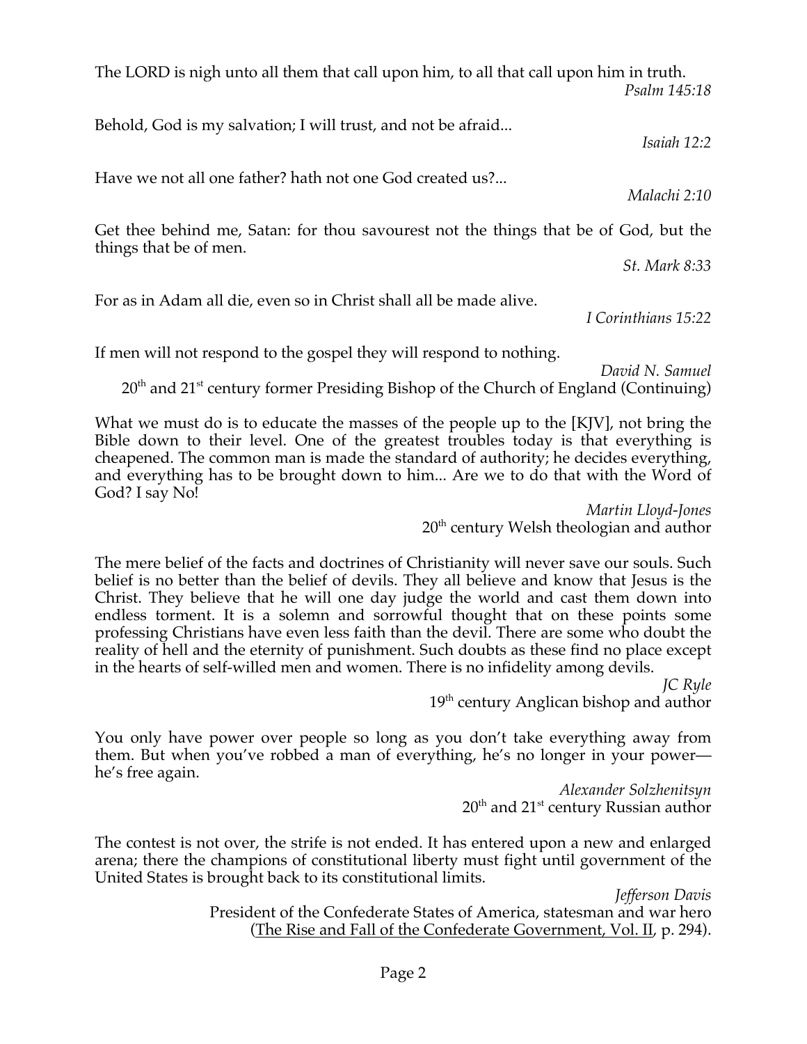The LORD is nigh unto all them that call upon him, to all that call upon him in truth.

*Psalm 145:18*

Behold, God is my salvation; I will trust, and not be afraid...

*Isaiah 12:2*

Have we not all one father? hath not one God created us?...

*Malachi 2:10*

Get thee behind me, Satan: for thou savourest not the things that be of God, but the things that be of men.

*St. Mark 8:33*

For as in Adam all die, even so in Christ shall all be made alive.

*I Corinthians 15:22*

If men will not respond to the gospel they will respond to nothing.

*David N. Samuel*
20th and 21st century former Presiding Bishop of the Church of England (Continuing)

What we must do is to educate the masses of the people up to the [KJV], not bring the Bible down to their level. One of the greatest troubles today is that everything is cheapened. The common man is made the standard of authority; he decides everything, and everything has to be brought down to him... Are we to do that with the Word of God? I say No!

*Martin Lloyd-Jones*
20th century Welsh theologian and author

The mere belief of the facts and doctrines of Christianity will never save our souls. Such belief is no better than the belief of devils. They all believe and know that Jesus is the Christ. They believe that he will one day judge the world and cast them down into endless torment. It is a solemn and sorrowful thought that on these points some professing Christians have even less faith than the devil. There are some who doubt the reality of hell and the eternity of punishment. Such doubts as these find no place except in the hearts of self-willed men and women. There is no infidelity among devils.

*JC Ryle*
19th century Anglican bishop and author

You only have power over people so long as you don't take everything away from them. But when you've robbed a man of everything, he's no longer in your power—he's free again.

*Alexander Solzhenitsyn*
20th and 21st century Russian author

The contest is not over, the strife is not ended. It has entered upon a new and enlarged arena; there the champions of constitutional liberty must fight until government of the United States is brought back to its constitutional limits.

*Jefferson Davis*
President of the Confederate States of America, statesman and war hero
(The Rise and Fall of the Confederate Government, Vol. II, p. 294).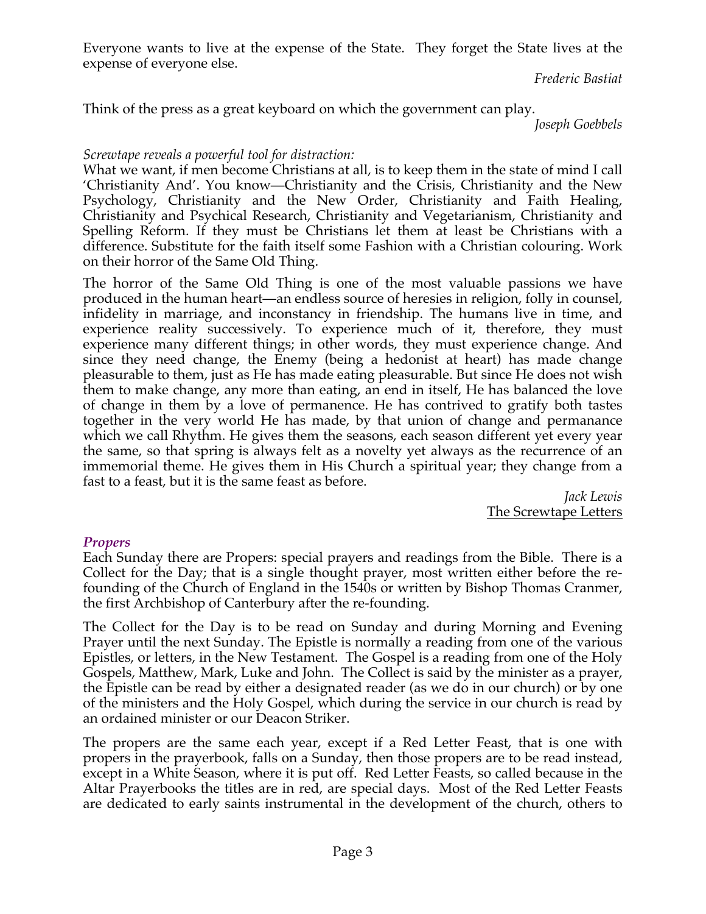Everyone wants to live at the expense of the State. They forget the State lives at the expense of everyone else.

*Frederic Bastiat*

Think of the press as a great keyboard on which the government can play.

*Joseph Goebbels*

*Screwtape reveals a powerful tool for distraction:*

What we want, if men become Christians at all, is to keep them in the state of mind I call 'Christianity And'. You know—Christianity and the Crisis, Christianity and the New Psychology, Christianity and the New Order, Christianity and Faith Healing, Christianity and Psychical Research, Christianity and Vegetarianism, Christianity and Spelling Reform. If they must be Christians let them at least be Christians with a difference. Substitute for the faith itself some Fashion with a Christian colouring. Work on their horror of the Same Old Thing.

The horror of the Same Old Thing is one of the most valuable passions we have produced in the human heart—an endless source of heresies in religion, folly in counsel, infidelity in marriage, and inconstancy in friendship. The humans live in time, and experience reality successively. To experience much of it, therefore, they must experience many different things; in other words, they must experience change. And since they need change, the Enemy (being a hedonist at heart) has made change pleasurable to them, just as He has made eating pleasurable. But since He does not wish them to make change, any more than eating, an end in itself, He has balanced the love of change in them by a love of permanence. He has contrived to gratify both tastes together in the very world He has made, by that union of change and permanance which we call Rhythm. He gives them the seasons, each season different yet every year the same, so that spring is always felt as a novelty yet always as the recurrence of an immemorial theme. He gives them in His Church a spiritual year; they change from a fast to a feast, but it is the same feast as before.

*Jack Lewis*
The Screwtape Letters

### *Propers*

Each Sunday there are Propers: special prayers and readings from the Bible. There is a Collect for the Day; that is a single thought prayer, most written either before the re-founding of the Church of England in the 1540s or written by Bishop Thomas Cranmer, the first Archbishop of Canterbury after the re-founding.

The Collect for the Day is to be read on Sunday and during Morning and Evening Prayer until the next Sunday. The Epistle is normally a reading from one of the various Epistles, or letters, in the New Testament. The Gospel is a reading from one of the Holy Gospels, Matthew, Mark, Luke and John. The Collect is said by the minister as a prayer, the Epistle can be read by either a designated reader (as we do in our church) or by one of the ministers and the Holy Gospel, which during the service in our church is read by an ordained minister or our Deacon Striker.

The propers are the same each year, except if a Red Letter Feast, that is one with propers in the prayerbook, falls on a Sunday, then those propers are to be read instead, except in a White Season, where it is put off. Red Letter Feasts, so called because in the Altar Prayerbooks the titles are in red, are special days. Most of the Red Letter Feasts are dedicated to early saints instrumental in the development of the church, others to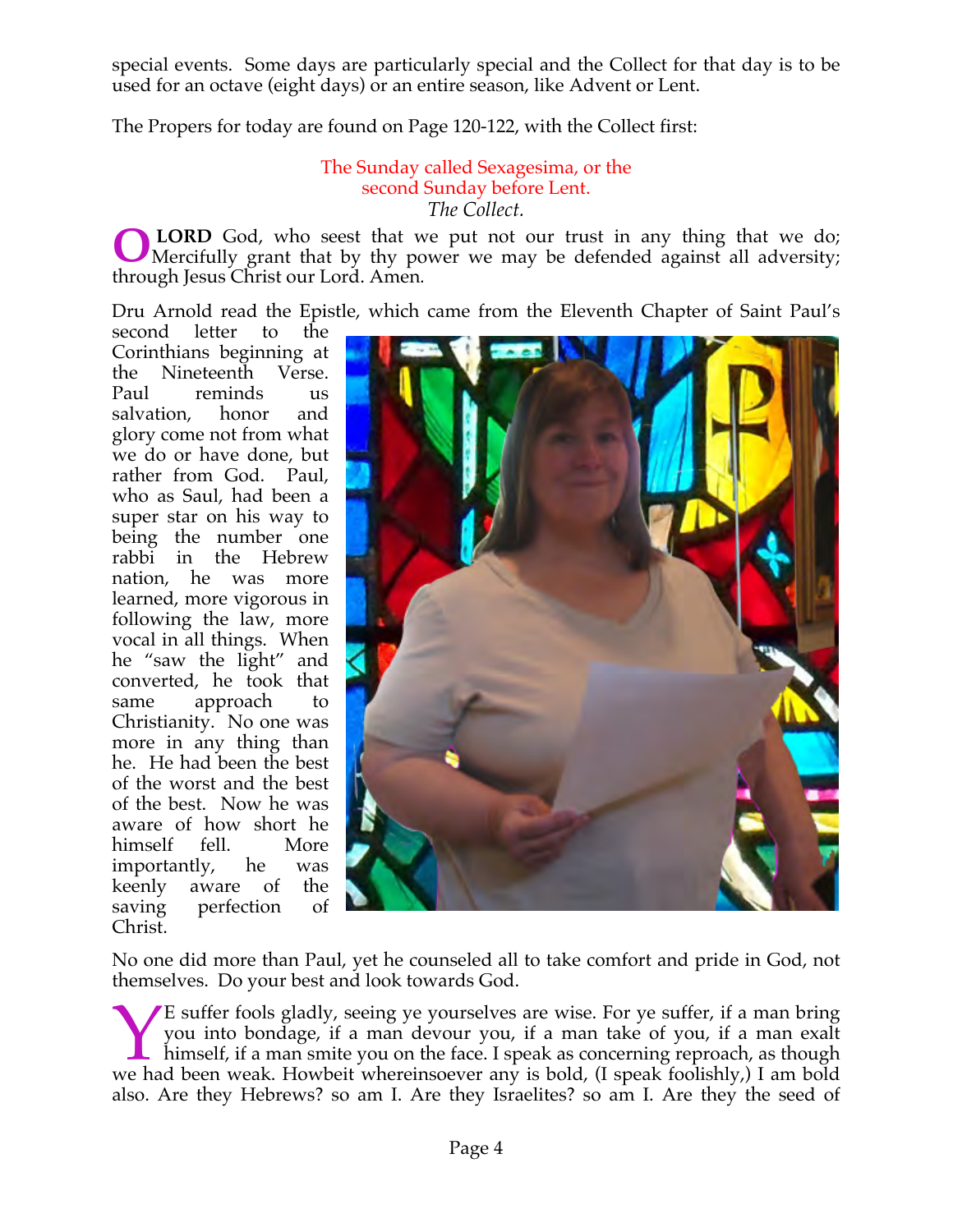special events. Some days are particularly special and the Collect for that day is to be used for an octave (eight days) or an entire season, like Advent or Lent.

The Propers for today are found on Page 120-122, with the Collect first:

The Sunday called Sexagesima, or the second Sunday before Lent.
*The Collect.*

**O LORD** God, who seest that we put not our trust in any thing that we do; Mercifully grant that by thy power we may be defended against all adversity; through Jesus Christ our Lord. Amen.

Dru Arnold read the Epistle, which came from the Eleventh Chapter of Saint Paul's second letter to the Corinthians beginning at the Nineteenth Verse. Paul reminds us salvation, honor and glory come not from what we do or have done, but rather from God. Paul, who as Saul, had been a super star on his way to being the number one rabbi in the Hebrew nation, he was more learned, more vigorous in following the law, more vocal in all things. When he "saw the light" and converted, he took that same approach to Christianity. No one was more in any thing than he. He had been the best of the worst and the best of the best. Now he was aware of how short he himself fell. More importantly, he was keenly aware of the saving perfection of Christ.

No one did more than Paul, yet he counseled all to take comfort and pride in God, not themselves. Do your best and look towards God.

YE suffer fools gladly, seeing ye yourselves are wise. For ye suffer, if a man bring you into bondage, if a man devour you, if a man take of you, if a man exalt himself, if a man smite you on the face. I speak as concerning reproach, as though we had been weak. Howbeit whereinsoever any is bold, (I speak foolishly,) I am bold also. Are they Hebrews? so am I. Are they Israelites? so am I. Are they the seed of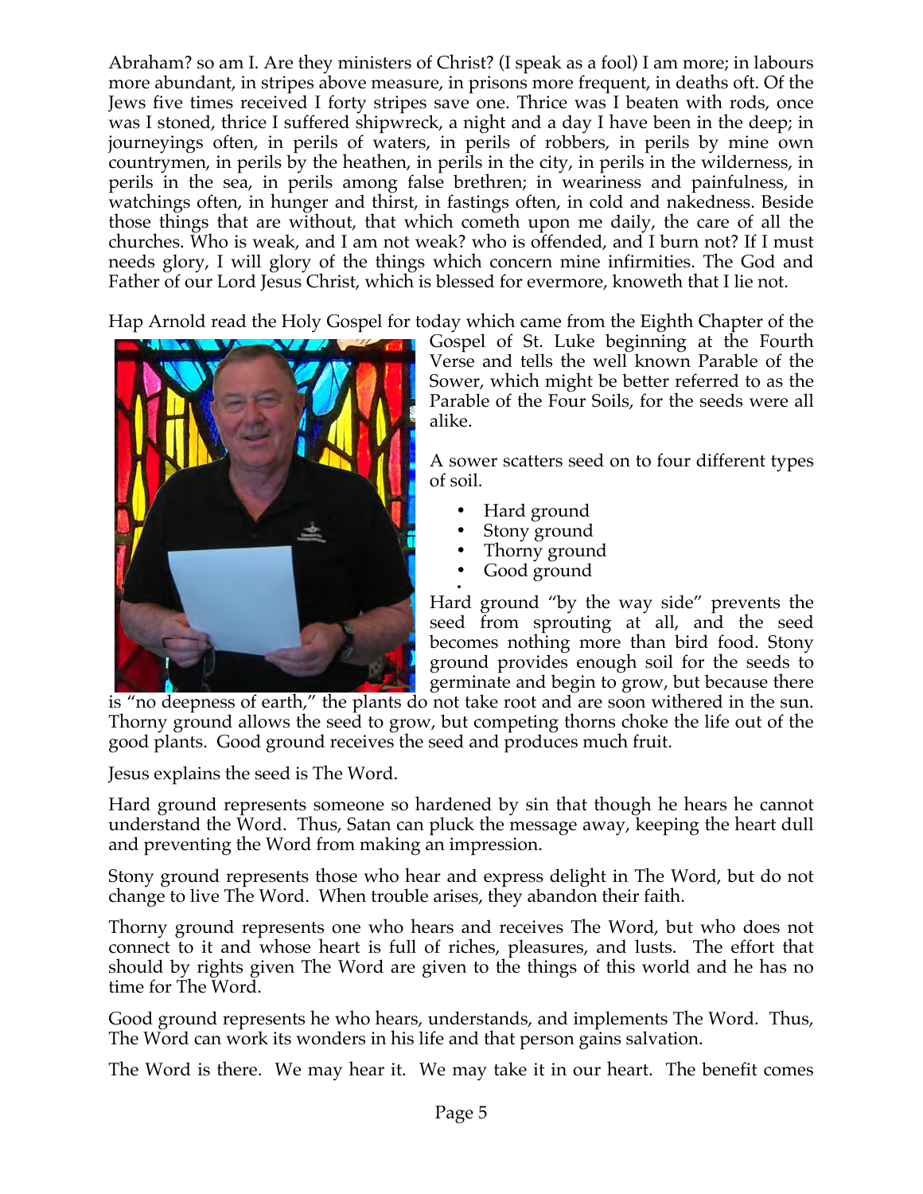Abraham? so am I. Are they ministers of Christ? (I speak as a fool) I am more; in labours more abundant, in stripes above measure, in prisons more frequent, in deaths oft. Of the Jews five times received I forty stripes save one. Thrice was I beaten with rods, once was I stoned, thrice I suffered shipwreck, a night and a day I have been in the deep; in journeyings often, in perils of waters, in perils of robbers, in perils by mine own countrymen, in perils by the heathen, in perils in the city, in perils in the wilderness, in perils in the sea, in perils among false brethren; in weariness and painfulness, in watchings often, in hunger and thirst, in fastings often, in cold and nakedness. Beside those things that are without, that which cometh upon me daily, the care of all the churches. Who is weak, and I am not weak? who is offended, and I burn not? If I must needs glory, I will glory of the things which concern mine infirmities. The God and Father of our Lord Jesus Christ, which is blessed for evermore, knoweth that I lie not.

Hap Arnold read the Holy Gospel for today which came from the Eighth Chapter of the Gospel of St. Luke beginning at the Fourth Verse and tells the well known Parable of the Sower, which might be better referred to as the Parable of the Four Soils, for the seeds were all alike.

A sower scatters seed on to four different types of soil.

- Hard ground
- Stony ground
- Thorny ground
- Good ground

Hard ground "by the way side" prevents the seed from sprouting at all, and the seed becomes nothing more than bird food. Stony ground provides enough soil for the seeds to germinate and begin to grow, but because there is "no deepness of earth," the plants do not take root and are soon withered in the sun. Thorny ground allows the seed to grow, but competing thorns choke the life out of the good plants. Good ground receives the seed and produces much fruit.

Jesus explains the seed is The Word.

Hard ground represents someone so hardened by sin that though he hears he cannot understand the Word. Thus, Satan can pluck the message away, keeping the heart dull and preventing the Word from making an impression.

Stony ground represents those who hear and express delight in The Word, but do not change to live The Word. When trouble arises, they abandon their faith.

Thorny ground represents one who hears and receives The Word, but who does not connect to it and whose heart is full of riches, pleasures, and lusts. The effort that should by rights given The Word are given to the things of this world and he has no time for The Word.

Good ground represents he who hears, understands, and implements The Word. Thus, The Word can work its wonders in his life and that person gains salvation.

The Word is there. We may hear it. We may take it in our heart. The benefit comes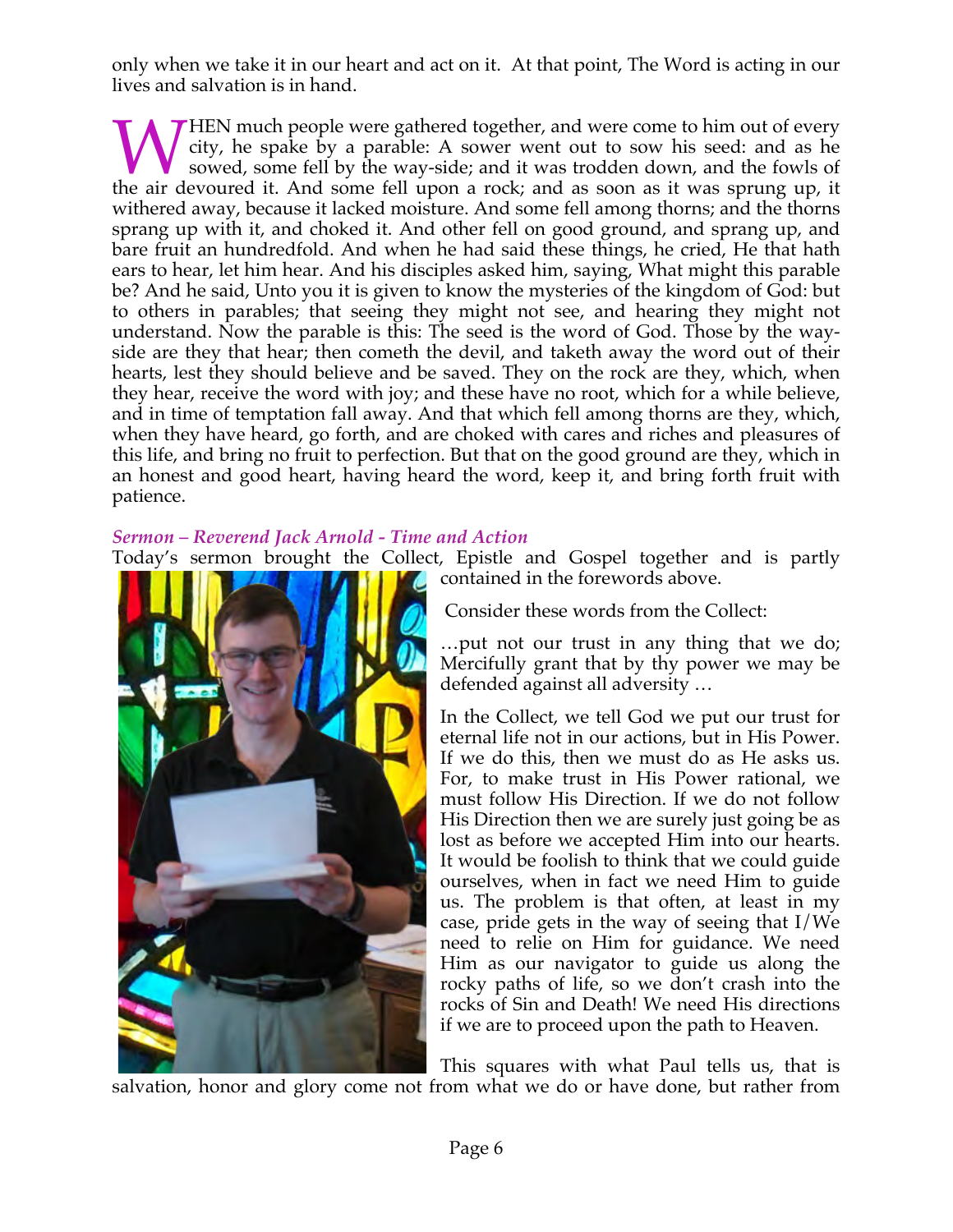only when we take it in our heart and act on it. At that point, The Word is acting in our lives and salvation is in hand.

WHEN much people were gathered together, and were come to him out of every city, he spake by a parable: A sower went out to sow his seed: and as he sowed, some fell by the way-side; and it was trodden down, and the fowls of the air devoured it. And some fell upon a rock; and as soon as it was sprung up, it withered away, because it lacked moisture. And some fell among thorns; and the thorns sprang up with it, and choked it. And other fell on good ground, and sprang up, and bare fruit an hundredfold. And when he had said these things, he cried, He that hath ears to hear, let him hear. And his disciples asked him, saying, What might this parable be? And he said, Unto you it is given to know the mysteries of the kingdom of God: but to others in parables; that seeing they might not see, and hearing they might not understand. Now the parable is this: The seed is the word of God. Those by the way-side are they that hear; then cometh the devil, and taketh away the word out of their hearts, lest they should believe and be saved. They on the rock are they, which, when they hear, receive the word with joy; and these have no root, which for a while believe, and in time of temptation fall away. And that which fell among thorns are they, which, when they have heard, go forth, and are choked with cares and riches and pleasures of this life, and bring no fruit to perfection. But that on the good ground are they, which in an honest and good heart, having heard the word, keep it, and bring forth fruit with patience.

***Sermon – Reverend Jack Arnold - Time and Action***

Today's sermon brought the Collect, Epistle and Gospel together and is partly contained in the forewords above.

Consider these words from the Collect:

…put not our trust in any thing that we do; Mercifully grant that by thy power we may be defended against all adversity …

In the Collect, we tell God we put our trust for eternal life not in our actions, but in His Power. If we do this, then we must do as He asks us. For, to make trust in His Power rational, we must follow His Direction. If we do not follow His Direction then we are surely just going be as lost as before we accepted Him into our hearts. It would be foolish to think that we could guide ourselves, when in fact we need Him to guide us. The problem is that often, at least in my case, pride gets in the way of seeing that I/We need to relie on Him for guidance. We need Him as our navigator to guide us along the rocky paths of life, so we don't crash into the rocks of Sin and Death! We need His directions if we are to proceed upon the path to Heaven.

This squares with what Paul tells us, that is salvation, honor and glory come not from what we do or have done, but rather from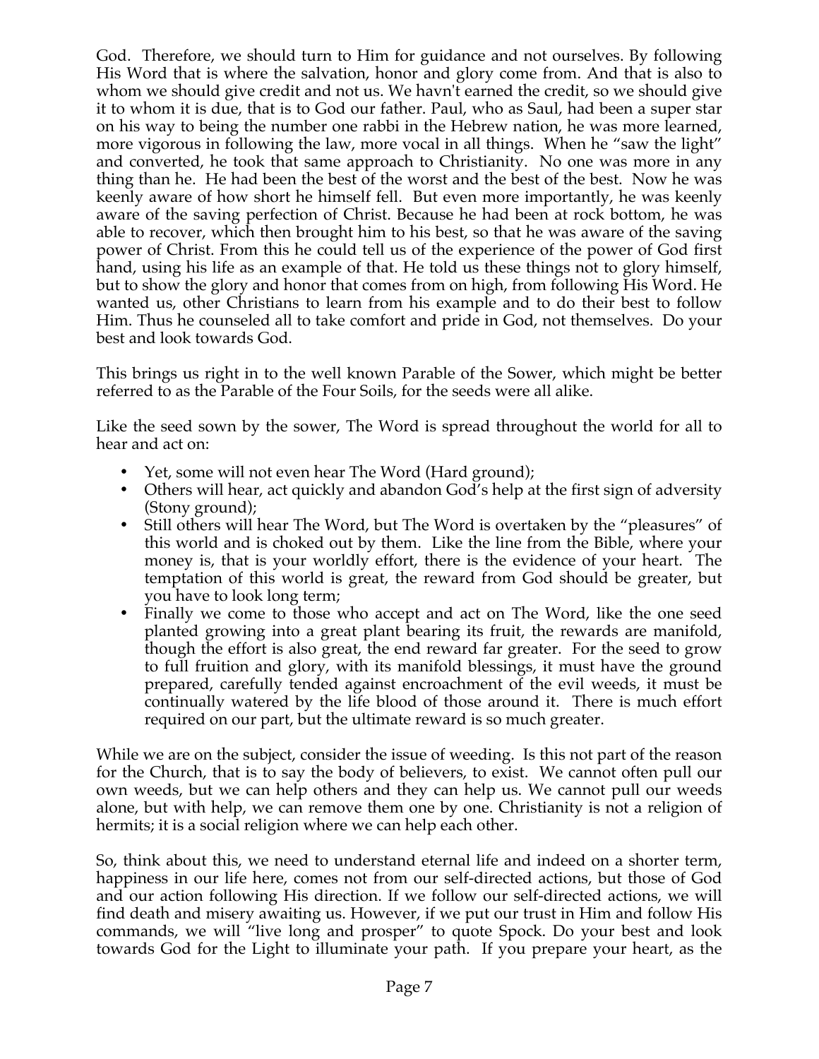God. Therefore, we should turn to Him for guidance and not ourselves. By following His Word that is where the salvation, honor and glory come from. And that is also to whom we should give credit and not us. We havn't earned the credit, so we should give it to whom it is due, that is to God our father. Paul, who as Saul, had been a super star on his way to being the number one rabbi in the Hebrew nation, he was more learned, more vigorous in following the law, more vocal in all things. When he "saw the light" and converted, he took that same approach to Christianity. No one was more in any thing than he. He had been the best of the worst and the best of the best. Now he was keenly aware of how short he himself fell. But even more importantly, he was keenly aware of the saving perfection of Christ. Because he had been at rock bottom, he was able to recover, which then brought him to his best, so that he was aware of the saving power of Christ. From this he could tell us of the experience of the power of God first hand, using his life as an example of that. He told us these things not to glory himself, but to show the glory and honor that comes from on high, from following His Word. He wanted us, other Christians to learn from his example and to do their best to follow Him. Thus he counseled all to take comfort and pride in God, not themselves. Do your best and look towards God.

This brings us right in to the well known Parable of the Sower, which might be better referred to as the Parable of the Four Soils, for the seeds were all alike.

Like the seed sown by the sower, The Word is spread throughout the world for all to hear and act on:

- Yet, some will not even hear The Word (Hard ground);
- Others will hear, act quickly and abandon God's help at the first sign of adversity (Stony ground);
- Still others will hear The Word, but The Word is overtaken by the "pleasures" of this world and is choked out by them. Like the line from the Bible, where your money is, that is your worldly effort, there is the evidence of your heart. The temptation of this world is great, the reward from God should be greater, but you have to look long term;
- Finally we come to those who accept and act on The Word, like the one seed planted growing into a great plant bearing its fruit, the rewards are manifold, though the effort is also great, the end reward far greater. For the seed to grow to full fruition and glory, with its manifold blessings, it must have the ground prepared, carefully tended against encroachment of the evil weeds, it must be continually watered by the life blood of those around it. There is much effort required on our part, but the ultimate reward is so much greater.

While we are on the subject, consider the issue of weeding. Is this not part of the reason for the Church, that is to say the body of believers, to exist. We cannot often pull our own weeds, but we can help others and they can help us. We cannot pull our weeds alone, but with help, we can remove them one by one. Christianity is not a religion of hermits; it is a social religion where we can help each other.

So, think about this, we need to understand eternal life and indeed on a shorter term, happiness in our life here, comes not from our self-directed actions, but those of God and our action following His direction. If we follow our self-directed actions, we will find death and misery awaiting us. However, if we put our trust in Him and follow His commands, we will "live long and prosper" to quote Spock. Do your best and look towards God for the Light to illuminate your path. If you prepare your heart, as the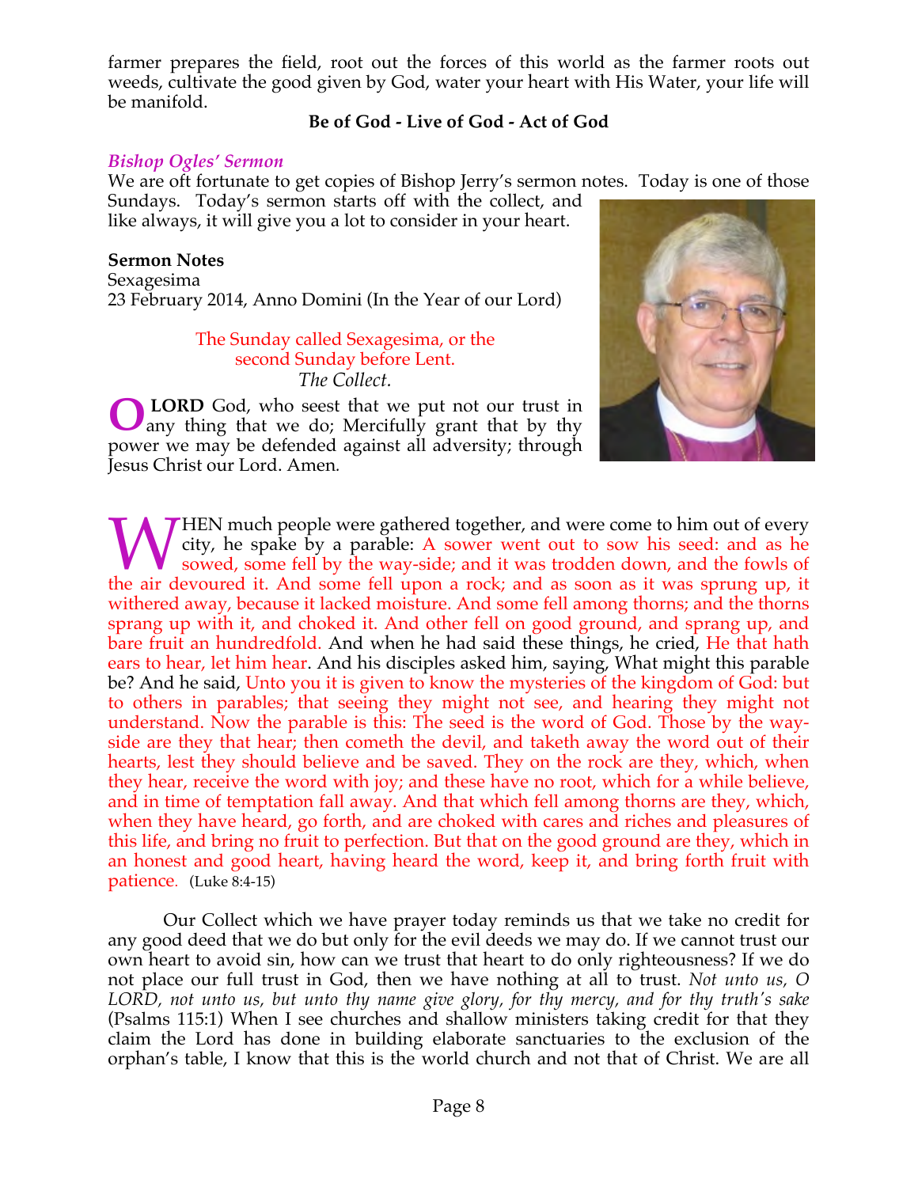farmer prepares the field, root out the forces of this world as the farmer roots out weeds, cultivate the good given by God, water your heart with His Water, your life will be manifold.

**Be of God - Live of God - Act of God**

### *Bishop Ogles' Sermon*

We are oft fortunate to get copies of Bishop Jerry's sermon notes. Today is one of those Sundays. Today's sermon starts off with the collect, and like always, it will give you a lot to consider in your heart.

**Sermon Notes**
Sexagesima
23 February 2014, Anno Domini (In the Year of our Lord)

The Sunday called Sexagesima, or the second Sunday before Lent.
*The Collect.*

O **LORD** God, who seest that we put not our trust in any thing that we do; Mercifully grant that by thy power we may be defended against all adversity; through Jesus Christ our Lord. Amen.

WHEN much people were gathered together, and were come to him out of every city, he spake by a parable: A sower went out to sow his seed: and as he sowed, some fell by the way-side; and it was trodden down, and the fowls of the air devoured it. And some fell upon a rock; and as soon as it was sprung up, it withered away, because it lacked moisture. And some fell among thorns; and the thorns sprang up with it, and choked it. And other fell on good ground, and sprang up, and bare fruit an hundredfold. And when he had said these things, he cried, He that hath ears to hear, let him hear. And his disciples asked him, saying, What might this parable be? And he said, Unto you it is given to know the mysteries of the kingdom of God: but to others in parables; that seeing they might not see, and hearing they might not understand. Now the parable is this: The seed is the word of God. Those by the way-side are they that hear; then cometh the devil, and taketh away the word out of their hearts, lest they should believe and be saved. They on the rock are they, which, when they hear, receive the word with joy; and these have no root, which for a while believe, and in time of temptation fall away. And that which fell among thorns are they, which, when they have heard, go forth, and are choked with cares and riches and pleasures of this life, and bring no fruit to perfection. But that on the good ground are they, which in an honest and good heart, having heard the word, keep it, and bring forth fruit with patience. (Luke 8:4-15)

Our Collect which we have prayer today reminds us that we take no credit for any good deed that we do but only for the evil deeds we may do. If we cannot trust our own heart to avoid sin, how can we trust that heart to do only righteousness? If we do not place our full trust in God, then we have nothing at all to trust. *Not unto us, O LORD, not unto us, but unto thy name give glory, for thy mercy, and for thy truth's sake* (Psalms 115:1) When I see churches and shallow ministers taking credit for that they claim the Lord has done in building elaborate sanctuaries to the exclusion of the orphan's table, I know that this is the world church and not that of Christ. We are all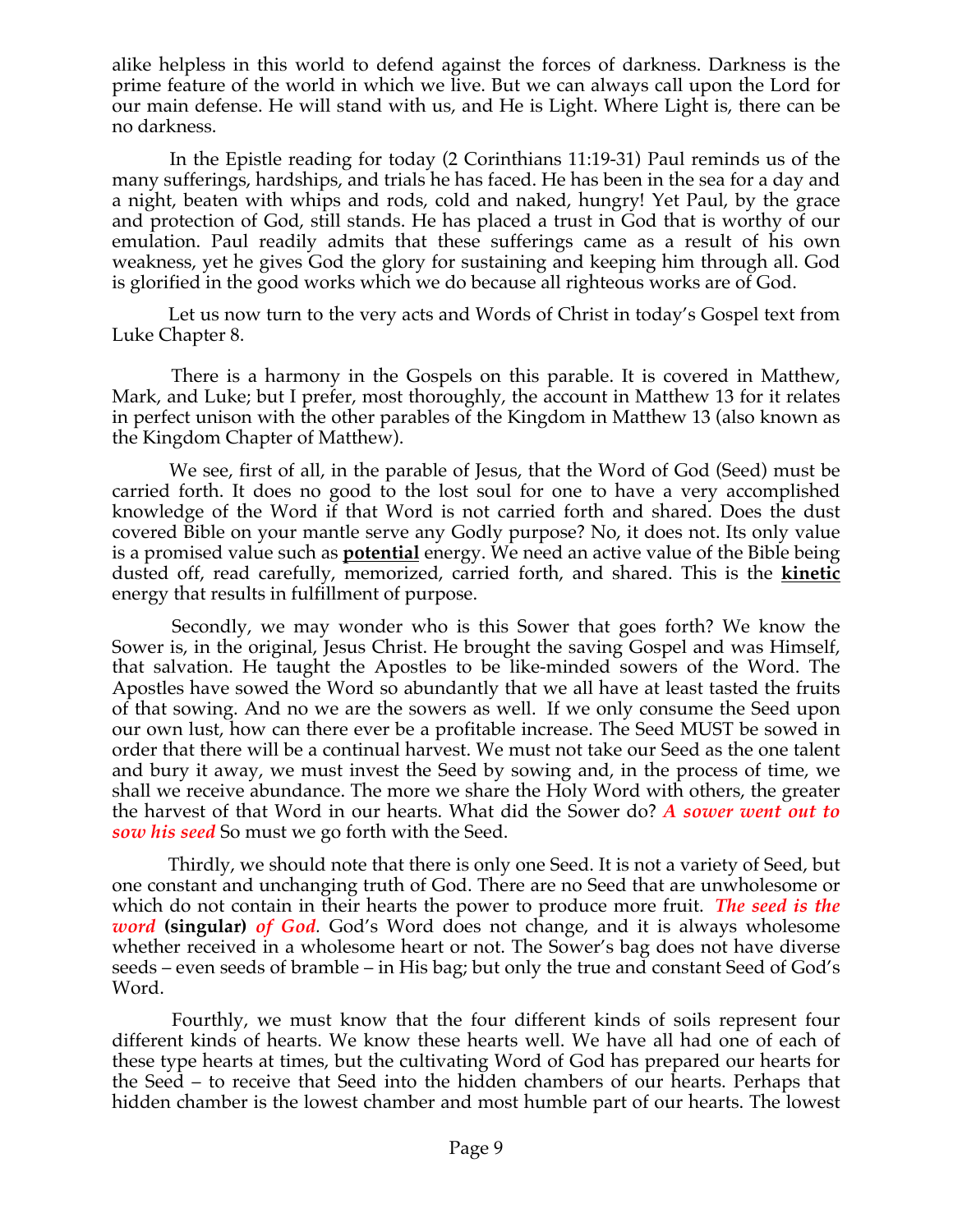alike helpless in this world to defend against the forces of darkness. Darkness is the prime feature of the world in which we live. But we can always call upon the Lord for our main defense. He will stand with us, and He is Light. Where Light is, there can be no darkness.

In the Epistle reading for today (2 Corinthians 11:19-31) Paul reminds us of the many sufferings, hardships, and trials he has faced. He has been in the sea for a day and a night, beaten with whips and rods, cold and naked, hungry! Yet Paul, by the grace and protection of God, still stands. He has placed a trust in God that is worthy of our emulation. Paul readily admits that these sufferings came as a result of his own weakness, yet he gives God the glory for sustaining and keeping him through all. God is glorified in the good works which we do because all righteous works are of God.

Let us now turn to the very acts and Words of Christ in today's Gospel text from Luke Chapter 8.

There is a harmony in the Gospels on this parable. It is covered in Matthew, Mark, and Luke; but I prefer, most thoroughly, the account in Matthew 13 for it relates in perfect unison with the other parables of the Kingdom in Matthew 13 (also known as the Kingdom Chapter of Matthew).

We see, first of all, in the parable of Jesus, that the Word of God (Seed) must be carried forth. It does no good to the lost soul for one to have a very accomplished knowledge of the Word if that Word is not carried forth and shared. Does the dust covered Bible on your mantle serve any Godly purpose? No, it does not. Its only value is a promised value such as **potential** energy. We need an active value of the Bible being dusted off, read carefully, memorized, carried forth, and shared. This is the **kinetic** energy that results in fulfillment of purpose.

Secondly, we may wonder who is this Sower that goes forth? We know the Sower is, in the original, Jesus Christ. He brought the saving Gospel and was Himself, that salvation. He taught the Apostles to be like-minded sowers of the Word. The Apostles have sowed the Word so abundantly that we all have at least tasted the fruits of that sowing. And no we are the sowers as well. If we only consume the Seed upon our own lust, how can there ever be a profitable increase. The Seed MUST be sowed in order that there will be a continual harvest. We must not take our Seed as the one talent and bury it away, we must invest the Seed by sowing and, in the process of time, we shall we receive abundance. The more we share the Holy Word with others, the greater the harvest of that Word in our hearts. What did the Sower do? ***A sower went out to sow his seed*** So must we go forth with the Seed.

Thirdly, we should note that there is only one Seed. It is not a variety of Seed, but one constant and unchanging truth of God. There are no Seed that are unwholesome or which do not contain in their hearts the power to produce more fruit. ***The seed is the word*** **(singular)** ***of God***. God's Word does not change, and it is always wholesome whether received in a wholesome heart or not. The Sower's bag does not have diverse seeds – even seeds of bramble – in His bag; but only the true and constant Seed of God's Word.

Fourthly, we must know that the four different kinds of soils represent four different kinds of hearts. We know these hearts well. We have all had one of each of these type hearts at times, but the cultivating Word of God has prepared our hearts for the Seed – to receive that Seed into the hidden chambers of our hearts. Perhaps that hidden chamber is the lowest chamber and most humble part of our hearts. The lowest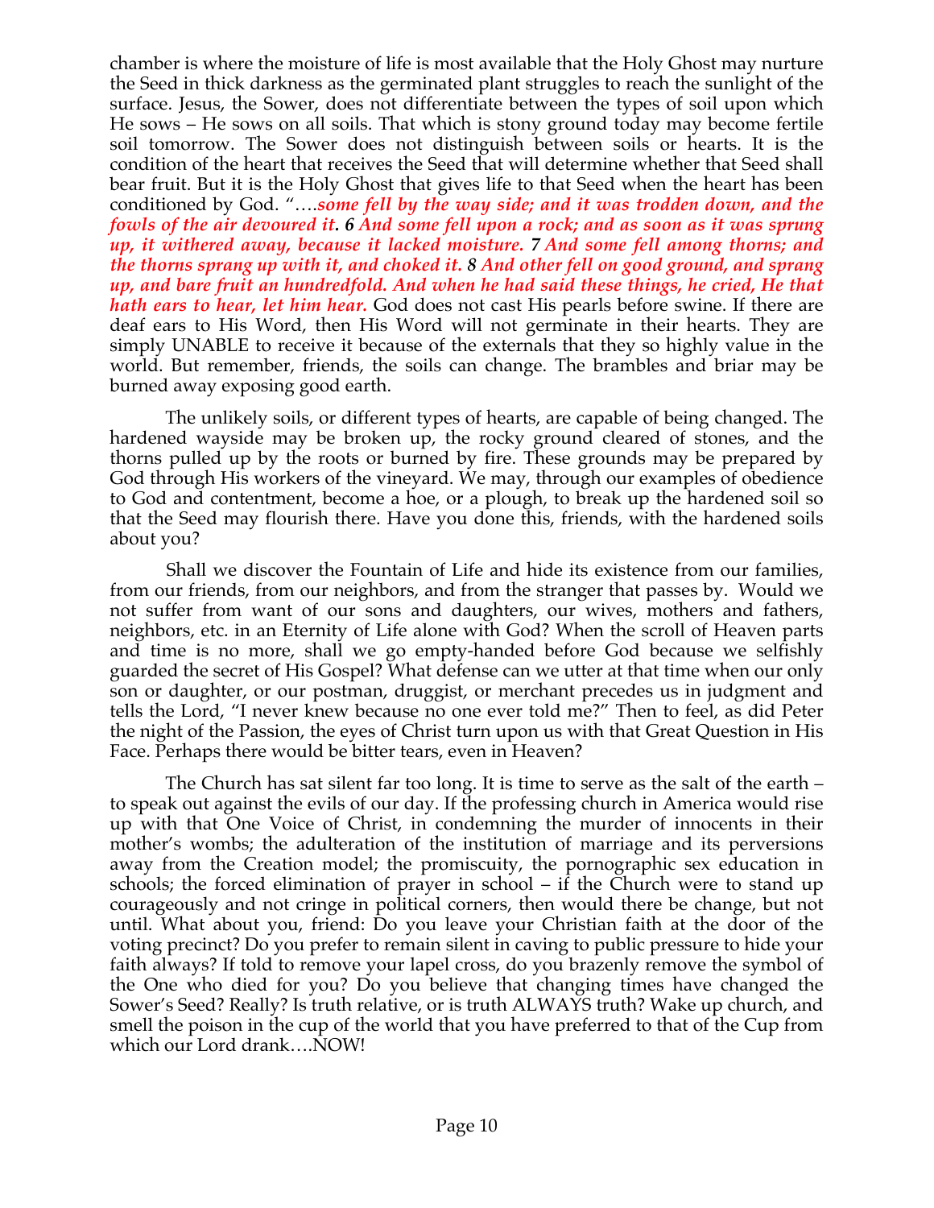chamber is where the moisture of life is most available that the Holy Ghost may nurture the Seed in thick darkness as the germinated plant struggles to reach the sunlight of the surface. Jesus, the Sower, does not differentiate between the types of soil upon which He sows – He sows on all soils. That which is stony ground today may become fertile soil tomorrow. The Sower does not distinguish between soils or hearts. It is the condition of the heart that receives the Seed that will determine whether that Seed shall bear fruit. But it is the Holy Ghost that gives life to that Seed when the heart has been conditioned by God. "….***some fell by the way side; and it was trodden down, and the fowls of the air devoured it. 6 And some fell upon a rock; and as soon as it was sprung up, it withered away, because it lacked moisture. 7 And some fell among thorns; and the thorns sprang up with it, and choked it. 8 And other fell on good ground, and sprang up, and bare fruit an hundredfold. And when he had said these things, he cried, He that hath ears to hear, let him hear.*** God does not cast His pearls before swine. If there are deaf ears to His Word, then His Word will not germinate in their hearts. They are simply UNABLE to receive it because of the externals that they so highly value in the world. But remember, friends, the soils can change. The brambles and briar may be burned away exposing good earth.

The unlikely soils, or different types of hearts, are capable of being changed. The hardened wayside may be broken up, the rocky ground cleared of stones, and the thorns pulled up by the roots or burned by fire. These grounds may be prepared by God through His workers of the vineyard. We may, through our examples of obedience to God and contentment, become a hoe, or a plough, to break up the hardened soil so that the Seed may flourish there. Have you done this, friends, with the hardened soils about you?

Shall we discover the Fountain of Life and hide its existence from our families, from our friends, from our neighbors, and from the stranger that passes by. Would we not suffer from want of our sons and daughters, our wives, mothers and fathers, neighbors, etc. in an Eternity of Life alone with God? When the scroll of Heaven parts and time is no more, shall we go empty-handed before God because we selfishly guarded the secret of His Gospel? What defense can we utter at that time when our only son or daughter, or our postman, druggist, or merchant precedes us in judgment and tells the Lord, "I never knew because no one ever told me?" Then to feel, as did Peter the night of the Passion, the eyes of Christ turn upon us with that Great Question in His Face. Perhaps there would be bitter tears, even in Heaven?

The Church has sat silent far too long. It is time to serve as the salt of the earth – to speak out against the evils of our day. If the professing church in America would rise up with that One Voice of Christ, in condemning the murder of innocents in their mother's wombs; the adulteration of the institution of marriage and its perversions away from the Creation model; the promiscuity, the pornographic sex education in schools; the forced elimination of prayer in school – if the Church were to stand up courageously and not cringe in political corners, then would there be change, but not until. What about you, friend: Do you leave your Christian faith at the door of the voting precinct? Do you prefer to remain silent in caving to public pressure to hide your faith always? If told to remove your lapel cross, do you brazenly remove the symbol of the One who died for you? Do you believe that changing times have changed the Sower's Seed? Really? Is truth relative, or is truth ALWAYS truth? Wake up church, and smell the poison in the cup of the world that you have preferred to that of the Cup from which our Lord drank….NOW!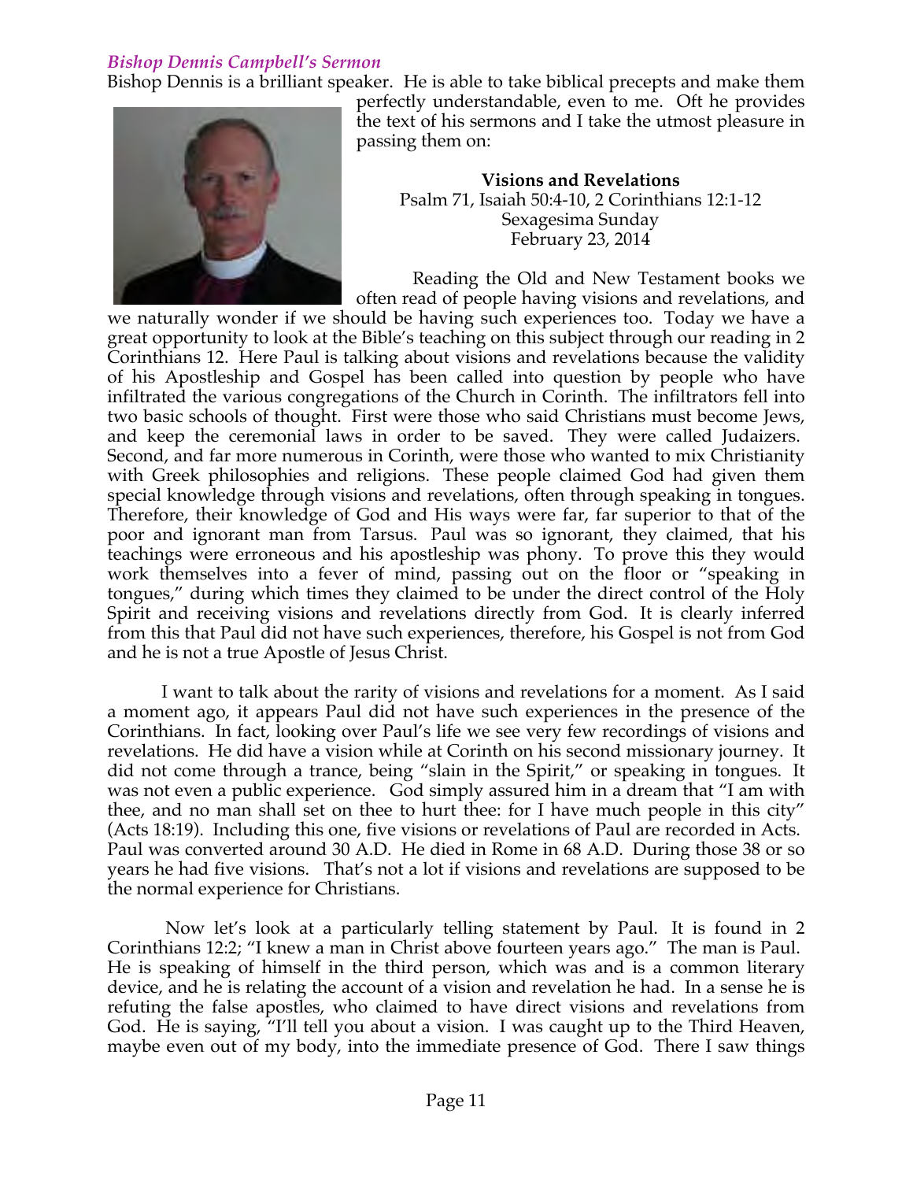### *Bishop Dennis Campbell's Sermon*

Bishop Dennis is a brilliant speaker. He is able to take biblical precepts and make them perfectly understandable, even to me. Oft he provides the text of his sermons and I take the utmost pleasure in passing them on:

**Visions and Revelations**
Psalm 71, Isaiah 50:4-10, 2 Corinthians 12:1-12
Sexagesima Sunday
February 23, 2014

Reading the Old and New Testament books we often read of people having visions and revelations, and we naturally wonder if we should be having such experiences too. Today we have a great opportunity to look at the Bible's teaching on this subject through our reading in 2 Corinthians 12. Here Paul is talking about visions and revelations because the validity of his Apostleship and Gospel has been called into question by people who have infiltrated the various congregations of the Church in Corinth. The infiltrators fell into two basic schools of thought. First were those who said Christians must become Jews, and keep the ceremonial laws in order to be saved. They were called Judaizers. Second, and far more numerous in Corinth, were those who wanted to mix Christianity with Greek philosophies and religions. These people claimed God had given them special knowledge through visions and revelations, often through speaking in tongues. Therefore, their knowledge of God and His ways were far, far superior to that of the poor and ignorant man from Tarsus. Paul was so ignorant, they claimed, that his teachings were erroneous and his apostleship was phony. To prove this they would work themselves into a fever of mind, passing out on the floor or "speaking in tongues," during which times they claimed to be under the direct control of the Holy Spirit and receiving visions and revelations directly from God. It is clearly inferred from this that Paul did not have such experiences, therefore, his Gospel is not from God and he is not a true Apostle of Jesus Christ.

I want to talk about the rarity of visions and revelations for a moment. As I said a moment ago, it appears Paul did not have such experiences in the presence of the Corinthians. In fact, looking over Paul's life we see very few recordings of visions and revelations. He did have a vision while at Corinth on his second missionary journey. It did not come through a trance, being "slain in the Spirit," or speaking in tongues. It was not even a public experience. God simply assured him in a dream that "I am with thee, and no man shall set on thee to hurt thee: for I have much people in this city" (Acts 18:19). Including this one, five visions or revelations of Paul are recorded in Acts. Paul was converted around 30 A.D. He died in Rome in 68 A.D. During those 38 or so years he had five visions. That's not a lot if visions and revelations are supposed to be the normal experience for Christians.

Now let's look at a particularly telling statement by Paul. It is found in 2 Corinthians 12:2; "I knew a man in Christ above fourteen years ago." The man is Paul. He is speaking of himself in the third person, which was and is a common literary device, and he is relating the account of a vision and revelation he had. In a sense he is refuting the false apostles, who claimed to have direct visions and revelations from God. He is saying, "I'll tell you about a vision. I was caught up to the Third Heaven, maybe even out of my body, into the immediate presence of God. There I saw things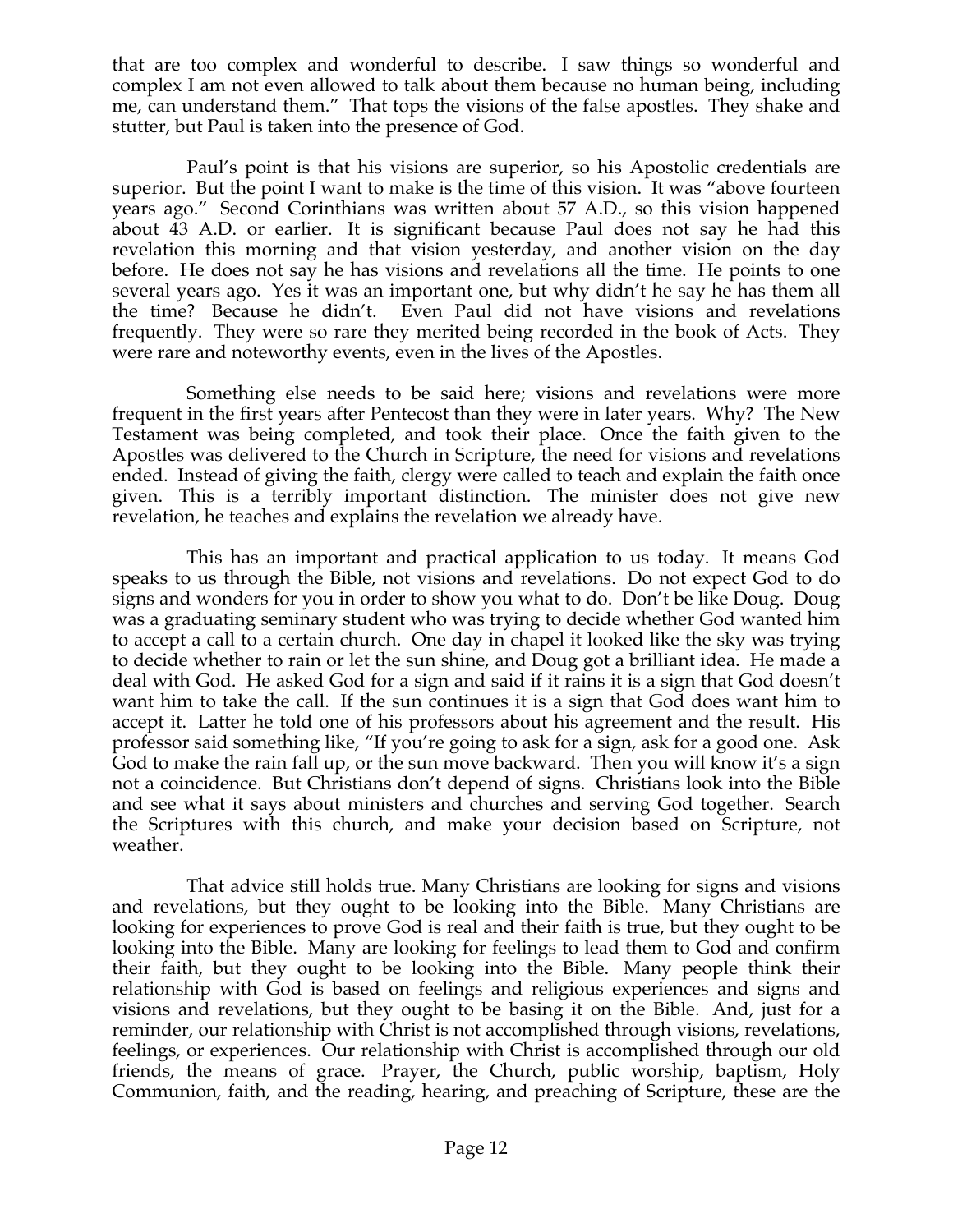that are too complex and wonderful to describe. I saw things so wonderful and complex I am not even allowed to talk about them because no human being, including me, can understand them." That tops the visions of the false apostles. They shake and stutter, but Paul is taken into the presence of God.

Paul's point is that his visions are superior, so his Apostolic credentials are superior. But the point I want to make is the time of this vision. It was "above fourteen years ago." Second Corinthians was written about 57 A.D., so this vision happened about 43 A.D. or earlier. It is significant because Paul does not say he had this revelation this morning and that vision yesterday, and another vision on the day before. He does not say he has visions and revelations all the time. He points to one several years ago. Yes it was an important one, but why didn't he say he has them all the time? Because he didn't. Even Paul did not have visions and revelations frequently. They were so rare they merited being recorded in the book of Acts. They were rare and noteworthy events, even in the lives of the Apostles.

Something else needs to be said here; visions and revelations were more frequent in the first years after Pentecost than they were in later years. Why? The New Testament was being completed, and took their place. Once the faith given to the Apostles was delivered to the Church in Scripture, the need for visions and revelations ended. Instead of giving the faith, clergy were called to teach and explain the faith once given. This is a terribly important distinction. The minister does not give new revelation, he teaches and explains the revelation we already have.

This has an important and practical application to us today. It means God speaks to us through the Bible, not visions and revelations. Do not expect God to do signs and wonders for you in order to show you what to do. Don't be like Doug. Doug was a graduating seminary student who was trying to decide whether God wanted him to accept a call to a certain church. One day in chapel it looked like the sky was trying to decide whether to rain or let the sun shine, and Doug got a brilliant idea. He made a deal with God. He asked God for a sign and said if it rains it is a sign that God doesn't want him to take the call. If the sun continues it is a sign that God does want him to accept it. Latter he told one of his professors about his agreement and the result. His professor said something like, "If you're going to ask for a sign, ask for a good one. Ask God to make the rain fall up, or the sun move backward. Then you will know it's a sign not a coincidence. But Christians don't depend of signs. Christians look into the Bible and see what it says about ministers and churches and serving God together. Search the Scriptures with this church, and make your decision based on Scripture, not weather.

That advice still holds true. Many Christians are looking for signs and visions and revelations, but they ought to be looking into the Bible. Many Christians are looking for experiences to prove God is real and their faith is true, but they ought to be looking into the Bible. Many are looking for feelings to lead them to God and confirm their faith, but they ought to be looking into the Bible. Many people think their relationship with God is based on feelings and religious experiences and signs and visions and revelations, but they ought to be basing it on the Bible. And, just for a reminder, our relationship with Christ is not accomplished through visions, revelations, feelings, or experiences. Our relationship with Christ is accomplished through our old friends, the means of grace. Prayer, the Church, public worship, baptism, Holy Communion, faith, and the reading, hearing, and preaching of Scripture, these are the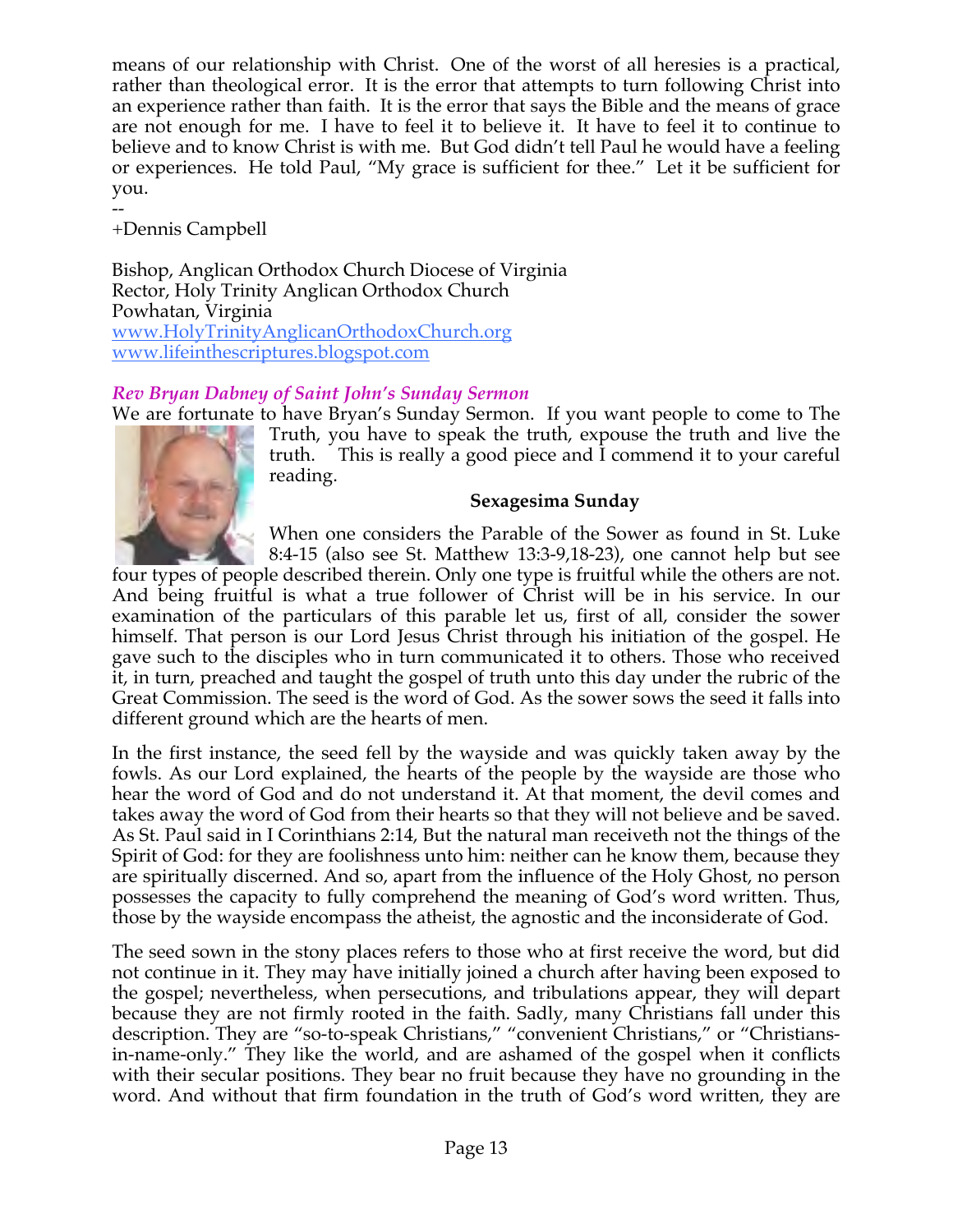means of our relationship with Christ. One of the worst of all heresies is a practical, rather than theological error. It is the error that attempts to turn following Christ into an experience rather than faith. It is the error that says the Bible and the means of grace are not enough for me. I have to feel it to believe it. It have to feel it to continue to believe and to know Christ is with me. But God didn't tell Paul he would have a feeling or experiences. He told Paul, "My grace is sufficient for thee." Let it be sufficient for you.

--
+Dennis Campbell

Bishop, Anglican Orthodox Church Diocese of Virginia
Rector, Holy Trinity Anglican Orthodox Church
Powhatan, Virginia
www.HolyTrinityAnglicanOrthodoxChurch.org
www.lifeinthescriptures.blogspot.com

***Rev Bryan Dabney of Saint John's Sunday Sermon***

We are fortunate to have Bryan's Sunday Sermon. If you want people to come to The Truth, you have to speak the truth, expouse the truth and live the truth. This is really a good piece and I commend it to your careful reading.

**Sexagesima Sunday**

When one considers the Parable of the Sower as found in St. Luke 8:4-15 (also see St. Matthew 13:3-9,18-23), one cannot help but see four types of people described therein. Only one type is fruitful while the others are not. And being fruitful is what a true follower of Christ will be in his service. In our examination of the particulars of this parable let us, first of all, consider the sower himself. That person is our Lord Jesus Christ through his initiation of the gospel. He gave such to the disciples who in turn communicated it to others. Those who received it, in turn, preached and taught the gospel of truth unto this day under the rubric of the Great Commission. The seed is the word of God. As the sower sows the seed it falls into different ground which are the hearts of men.

In the first instance, the seed fell by the wayside and was quickly taken away by the fowls. As our Lord explained, the hearts of the people by the wayside are those who hear the word of God and do not understand it. At that moment, the devil comes and takes away the word of God from their hearts so that they will not believe and be saved. As St. Paul said in I Corinthians 2:14, But the natural man receiveth not the things of the Spirit of God: for they are foolishness unto him: neither can he know them, because they are spiritually discerned. And so, apart from the influence of the Holy Ghost, no person possesses the capacity to fully comprehend the meaning of God's word written. Thus, those by the wayside encompass the atheist, the agnostic and the inconsiderate of God.

The seed sown in the stony places refers to those who at first receive the word, but did not continue in it. They may have initially joined a church after having been exposed to the gospel; nevertheless, when persecutions, and tribulations appear, they will depart because they are not firmly rooted in the faith. Sadly, many Christians fall under this description. They are "so-to-speak Christians," "convenient Christians," or "Christians-in-name-only." They like the world, and are ashamed of the gospel when it conflicts with their secular positions. They bear no fruit because they have no grounding in the word. And without that firm foundation in the truth of God's word written, they are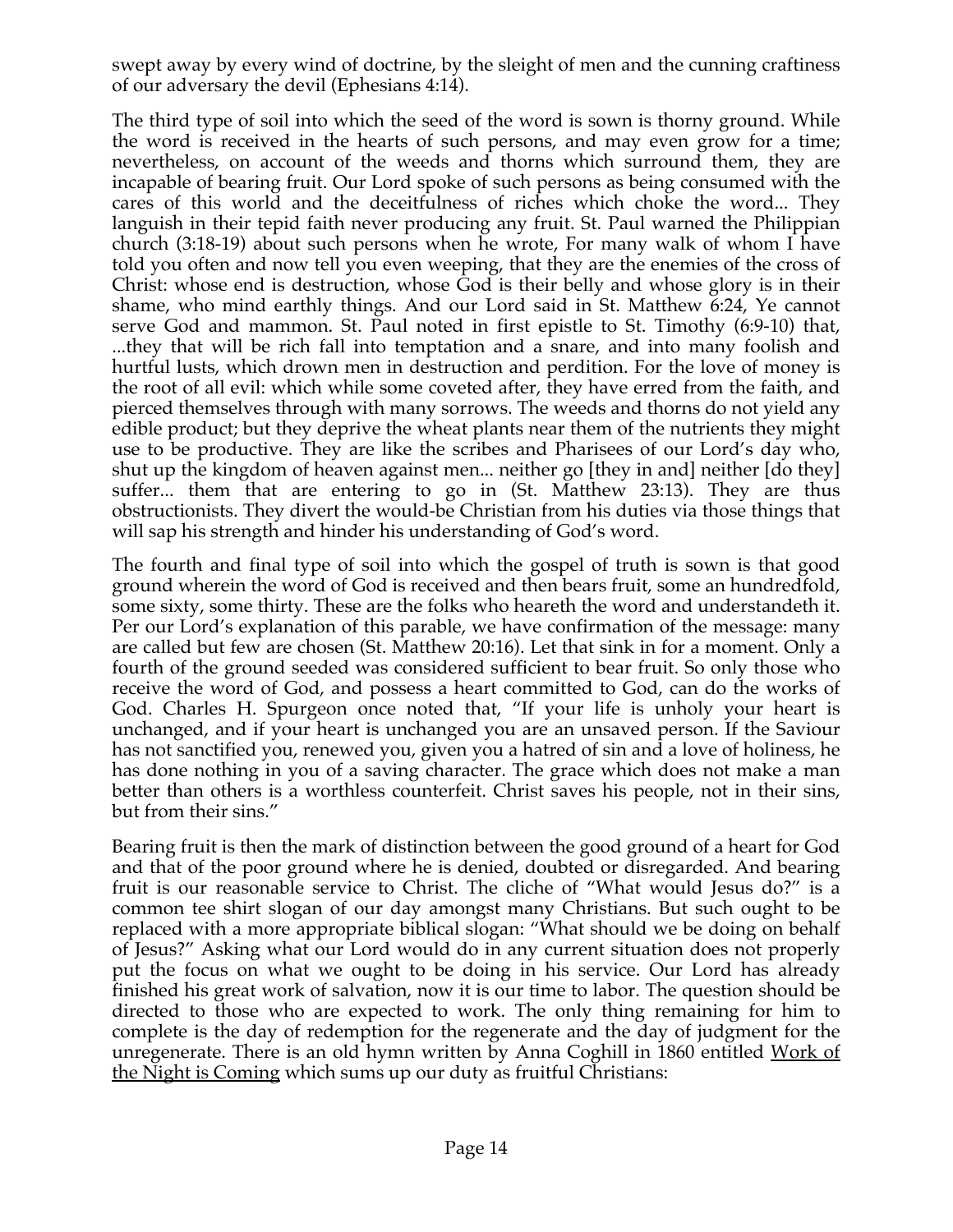swept away by every wind of doctrine, by the sleight of men and the cunning craftiness of our adversary the devil (Ephesians 4:14).

The third type of soil into which the seed of the word is sown is thorny ground. While the word is received in the hearts of such persons, and may even grow for a time; nevertheless, on account of the weeds and thorns which surround them, they are incapable of bearing fruit. Our Lord spoke of such persons as being consumed with the cares of this world and the deceitfulness of riches which choke the word... They languish in their tepid faith never producing any fruit. St. Paul warned the Philippian church (3:18-19) about such persons when he wrote, For many walk of whom I have told you often and now tell you even weeping, that they are the enemies of the cross of Christ: whose end is destruction, whose God is their belly and whose glory is in their shame, who mind earthly things. And our Lord said in St. Matthew 6:24, Ye cannot serve God and mammon. St. Paul noted in first epistle to St. Timothy (6:9-10) that, ...they that will be rich fall into temptation and a snare, and into many foolish and hurtful lusts, which drown men in destruction and perdition. For the love of money is the root of all evil: which while some coveted after, they have erred from the faith, and pierced themselves through with many sorrows. The weeds and thorns do not yield any edible product; but they deprive the wheat plants near them of the nutrients they might use to be productive. They are like the scribes and Pharisees of our Lord's day who, shut up the kingdom of heaven against men... neither go [they in and] neither [do they] suffer... them that are entering to go in (St. Matthew 23:13). They are thus obstructionists. They divert the would-be Christian from his duties via those things that will sap his strength and hinder his understanding of God's word.

The fourth and final type of soil into which the gospel of truth is sown is that good ground wherein the word of God is received and then bears fruit, some an hundredfold, some sixty, some thirty. These are the folks who heareth the word and understandeth it. Per our Lord's explanation of this parable, we have confirmation of the message: many are called but few are chosen (St. Matthew 20:16). Let that sink in for a moment. Only a fourth of the ground seeded was considered sufficient to bear fruit. So only those who receive the word of God, and possess a heart committed to God, can do the works of God. Charles H. Spurgeon once noted that, "If your life is unholy your heart is unchanged, and if your heart is unchanged you are an unsaved person. If the Saviour has not sanctified you, renewed you, given you a hatred of sin and a love of holiness, he has done nothing in you of a saving character. The grace which does not make a man better than others is a worthless counterfeit. Christ saves his people, not in their sins, but from their sins."

Bearing fruit is then the mark of distinction between the good ground of a heart for God and that of the poor ground where he is denied, doubted or disregarded. And bearing fruit is our reasonable service to Christ. The cliche of "What would Jesus do?" is a common tee shirt slogan of our day amongst many Christians. But such ought to be replaced with a more appropriate biblical slogan: "What should we be doing on behalf of Jesus?" Asking what our Lord would do in any current situation does not properly put the focus on what we ought to be doing in his service. Our Lord has already finished his great work of salvation, now it is our time to labor. The question should be directed to those who are expected to work. The only thing remaining for him to complete is the day of redemption for the regenerate and the day of judgment for the unregenerate. There is an old hymn written by Anna Coghill in 1860 entitled Work of the Night is Coming which sums up our duty as fruitful Christians: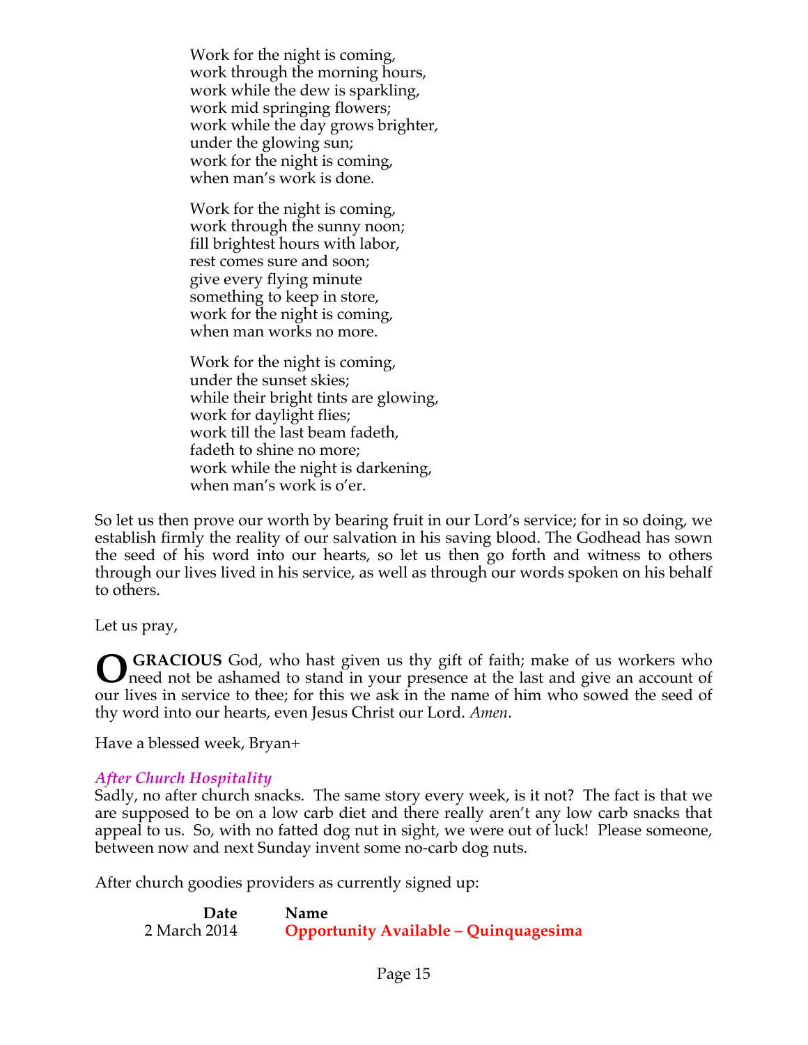Work for the night is coming,  
work through the morning hours,  
work while the dew is sparkling,  
work mid springing flowers;  
work while the day grows brighter,  
under the glowing sun;  
work for the night is coming,  
when man's work is done.

Work for the night is coming,  
work through the sunny noon;  
fill brightest hours with labor,  
rest comes sure and soon;  
give every flying minute  
something to keep in store,  
work for the night is coming,  
when man works no more.

Work for the night is coming,  
under the sunset skies;  
while their bright tints are glowing,  
work for daylight flies;  
work till the last beam fadeth,  
fadeth to shine no more;  
work while the night is darkening,  
when man's work is o'er.

So let us then prove our worth by bearing fruit in our Lord's service; for in so doing, we establish firmly the reality of our salvation in his saving blood. The Godhead has sown the seed of his word into our hearts, so let us then go forth and witness to others through our lives lived in his service, as well as through our words spoken on his behalf to others.

Let us pray,

**O GRACIOUS** God, who hast given us thy gift of faith; make of us workers who need not be ashamed to stand in your presence at the last and give an account of our lives in service to thee; for this we ask in the name of him who sowed the seed of thy word into our hearts, even Jesus Christ our Lord. *Amen*.

Have a blessed week, Bryan+

### *After Church Hospitality*

Sadly, no after church snacks. The same story every week, is it not? The fact is that we are supposed to be on a low carb diet and there really aren't any low carb snacks that appeal to us. So, with no fatted dog nut in sight, we were out of luck! Please someone, between now and next Sunday invent some no-carb dog nuts.

After church goodies providers as currently signed up:

| Date | Name |
|---|---|
| 2 March 2014 | **Opportunity Available – Quinquagesima** |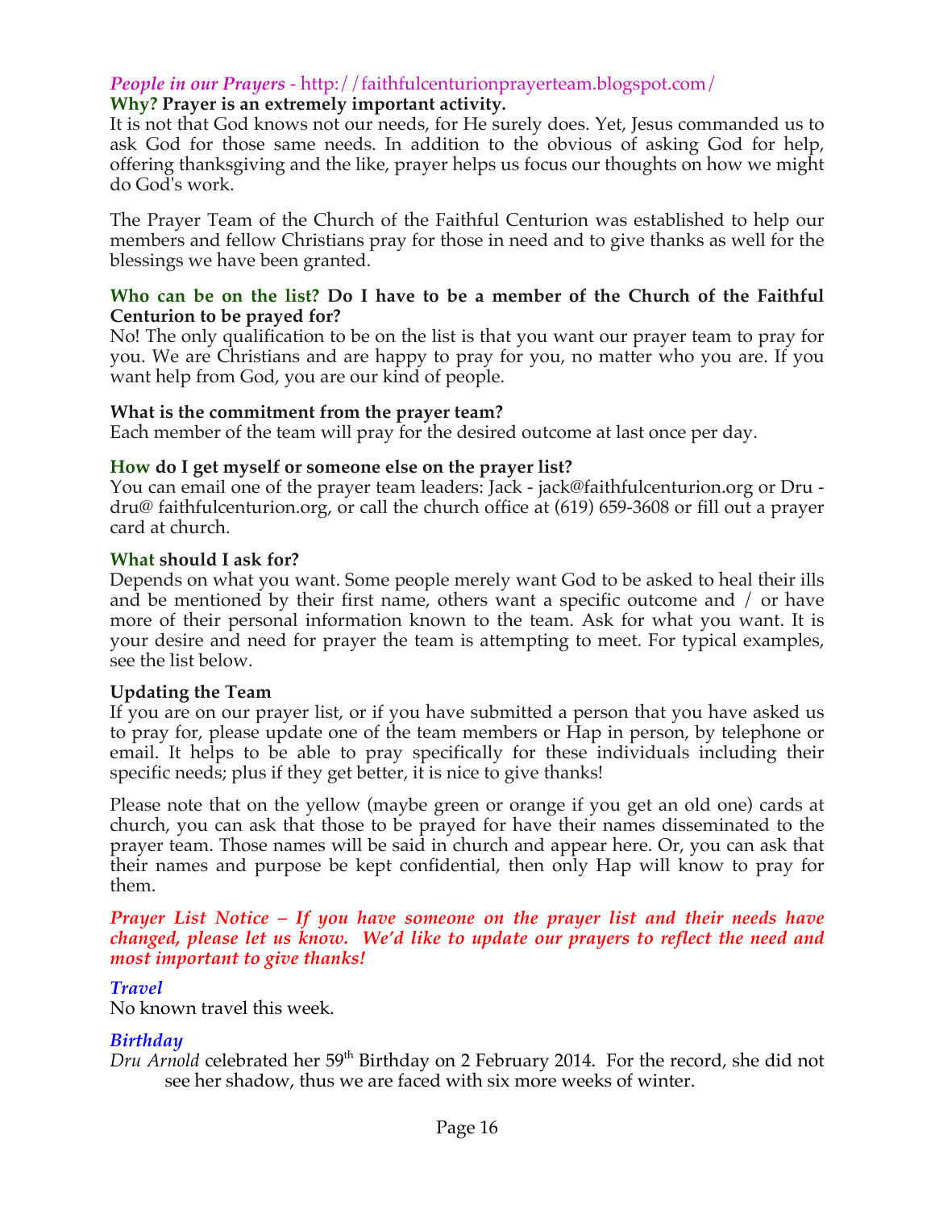## *People in our Prayers* - http://faithfulcenturionprayerteam.blogspot.com/

**Why? Prayer is an extremely important activity.**

It is not that God knows not our needs, for He surely does. Yet, Jesus commanded us to ask God for those same needs. In addition to the obvious of asking God for help, offering thanksgiving and the like, prayer helps us focus our thoughts on how we might do God's work.

The Prayer Team of the Church of the Faithful Centurion was established to help our members and fellow Christians pray for those in need and to give thanks as well for the blessings we have been granted.

**Who can be on the list? Do I have to be a member of the Church of the Faithful Centurion to be prayed for?**

No! The only qualification to be on the list is that you want our prayer team to pray for you. We are Christians and are happy to pray for you, no matter who you are. If you want help from God, you are our kind of people.

**What is the commitment from the prayer team?**

Each member of the team will pray for the desired outcome at last once per day.

**How do I get myself or someone else on the prayer list?**

You can email one of the prayer team leaders: Jack - jack@faithfulcenturion.org or Dru - dru@ faithfulcenturion.org, or call the church office at (619) 659-3608 or fill out a prayer card at church.

**What should I ask for?**

Depends on what you want. Some people merely want God to be asked to heal their ills and be mentioned by their first name, others want a specific outcome and / or have more of their personal information known to the team. Ask for what you want. It is your desire and need for prayer the team is attempting to meet. For typical examples, see the list below.

**Updating the Team**

If you are on our prayer list, or if you have submitted a person that you have asked us to pray for, please update one of the team members or Hap in person, by telephone or email. It helps to be able to pray specifically for these individuals including their specific needs; plus if they get better, it is nice to give thanks!

Please note that on the yellow (maybe green or orange if you get an old one) cards at church, you can ask that those to be prayed for have their names disseminated to the prayer team. Those names will be said in church and appear here. Or, you can ask that their names and purpose be kept confidential, then only Hap will know to pray for them.

***Prayer List Notice – If you have someone on the prayer list and their needs have changed, please let us know. We'd like to update our prayers to reflect the need and most important to give thanks!***

### *Travel*

No known travel this week.

### *Birthday*

*Dru Arnold* celebrated her 59th Birthday on 2 February 2014. For the record, she did not see her shadow, thus we are faced with six more weeks of winter.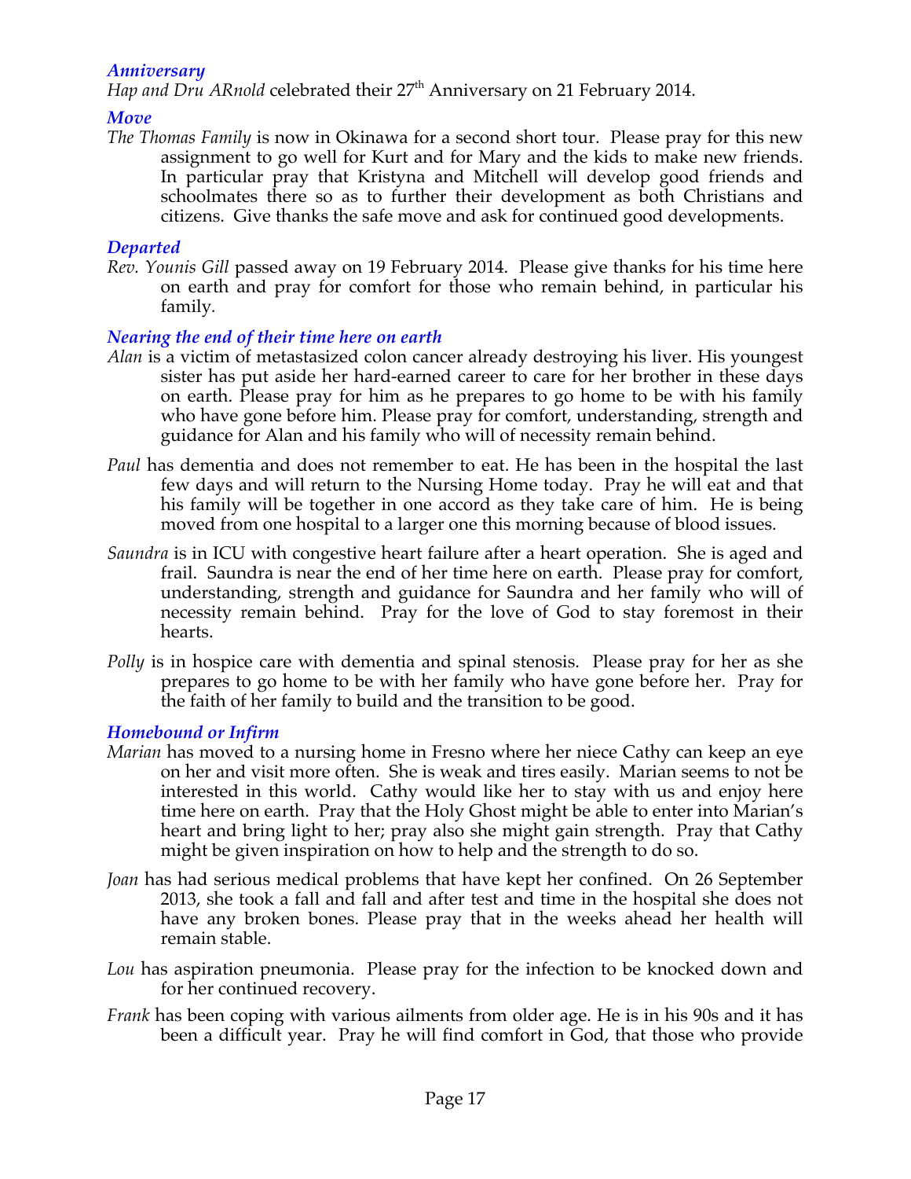### *Anniversary*

*Hap and Dru ARnold* celebrated their 27th Anniversary on 21 February 2014.

### *Move*

*The Thomas Family* is now in Okinawa for a second short tour. Please pray for this new assignment to go well for Kurt and for Mary and the kids to make new friends. In particular pray that Kristyna and Mitchell will develop good friends and schoolmates there so as to further their development as both Christians and citizens. Give thanks the safe move and ask for continued good developments.

### *Departed*

*Rev. Younis Gill* passed away on 19 February 2014. Please give thanks for his time here on earth and pray for comfort for those who remain behind, in particular his family.

### *Nearing the end of their time here on earth*

*Alan* is a victim of metastasized colon cancer already destroying his liver. His youngest sister has put aside her hard-earned career to care for her brother in these days on earth. Please pray for him as he prepares to go home to be with his family who have gone before him. Please pray for comfort, understanding, strength and guidance for Alan and his family who will of necessity remain behind.

*Paul* has dementia and does not remember to eat. He has been in the hospital the last few days and will return to the Nursing Home today. Pray he will eat and that his family will be together in one accord as they take care of him. He is being moved from one hospital to a larger one this morning because of blood issues.

*Saundra* is in ICU with congestive heart failure after a heart operation. She is aged and frail. Saundra is near the end of her time here on earth. Please pray for comfort, understanding, strength and guidance for Saundra and her family who will of necessity remain behind. Pray for the love of God to stay foremost in their hearts.

*Polly* is in hospice care with dementia and spinal stenosis. Please pray for her as she prepares to go home to be with her family who have gone before her. Pray for the faith of her family to build and the transition to be good.

### *Homebound or Infirm*

*Marian* has moved to a nursing home in Fresno where her niece Cathy can keep an eye on her and visit more often. She is weak and tires easily. Marian seems to not be interested in this world. Cathy would like her to stay with us and enjoy here time here on earth. Pray that the Holy Ghost might be able to enter into Marian's heart and bring light to her; pray also she might gain strength. Pray that Cathy might be given inspiration on how to help and the strength to do so.

*Joan* has had serious medical problems that have kept her confined. On 26 September 2013, she took a fall and fall and after test and time in the hospital she does not have any broken bones. Please pray that in the weeks ahead her health will remain stable.

*Lou* has aspiration pneumonia. Please pray for the infection to be knocked down and for her continued recovery.

*Frank* has been coping with various ailments from older age. He is in his 90s and it has been a difficult year. Pray he will find comfort in God, that those who provide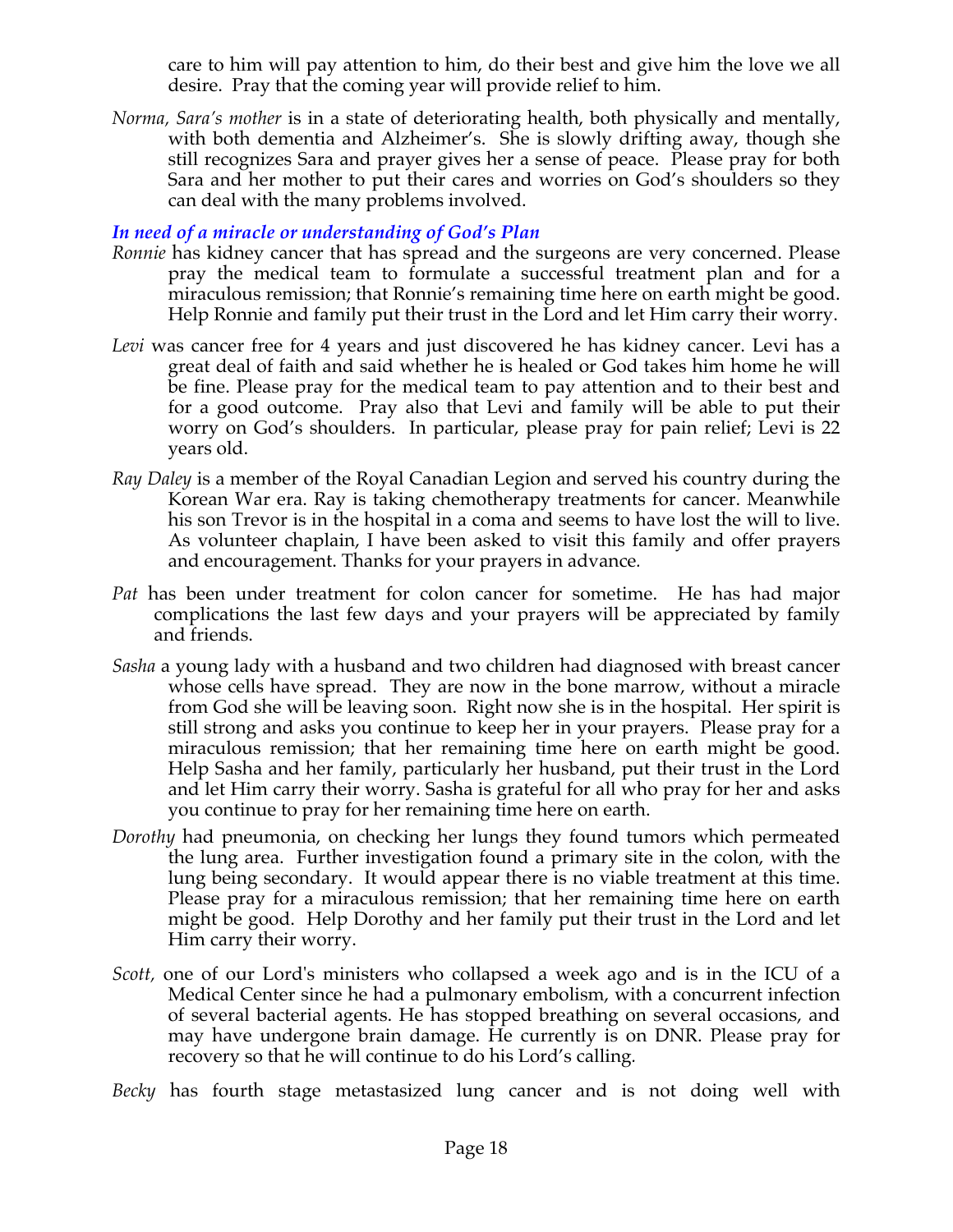care to him will pay attention to him, do their best and give him the love we all desire. Pray that the coming year will provide relief to him.

*Norma, Sara's mother* is in a state of deteriorating health, both physically and mentally, with both dementia and Alzheimer's. She is slowly drifting away, though she still recognizes Sara and prayer gives her a sense of peace. Please pray for both Sara and her mother to put their cares and worries on God's shoulders so they can deal with the many problems involved.

***In need of a miracle or understanding of God's Plan***

*Ronnie* has kidney cancer that has spread and the surgeons are very concerned. Please pray the medical team to formulate a successful treatment plan and for a miraculous remission; that Ronnie's remaining time here on earth might be good. Help Ronnie and family put their trust in the Lord and let Him carry their worry.

*Levi* was cancer free for 4 years and just discovered he has kidney cancer. Levi has a great deal of faith and said whether he is healed or God takes him home he will be fine. Please pray for the medical team to pay attention and to their best and for a good outcome. Pray also that Levi and family will be able to put their worry on God's shoulders. In particular, please pray for pain relief; Levi is 22 years old.

*Ray Daley* is a member of the Royal Canadian Legion and served his country during the Korean War era. Ray is taking chemotherapy treatments for cancer. Meanwhile his son Trevor is in the hospital in a coma and seems to have lost the will to live. As volunteer chaplain, I have been asked to visit this family and offer prayers and encouragement. Thanks for your prayers in advance.

*Pat* has been under treatment for colon cancer for sometime. He has had major complications the last few days and your prayers will be appreciated by family and friends.

*Sasha* a young lady with a husband and two children had diagnosed with breast cancer whose cells have spread. They are now in the bone marrow, without a miracle from God she will be leaving soon. Right now she is in the hospital. Her spirit is still strong and asks you continue to keep her in your prayers. Please pray for a miraculous remission; that her remaining time here on earth might be good. Help Sasha and her family, particularly her husband, put their trust in the Lord and let Him carry their worry. Sasha is grateful for all who pray for her and asks you continue to pray for her remaining time here on earth.

*Dorothy* had pneumonia, on checking her lungs they found tumors which permeated the lung area. Further investigation found a primary site in the colon, with the lung being secondary. It would appear there is no viable treatment at this time. Please pray for a miraculous remission; that her remaining time here on earth might be good. Help Dorothy and her family put their trust in the Lord and let Him carry their worry.

*Scott,* one of our Lord's ministers who collapsed a week ago and is in the ICU of a Medical Center since he had a pulmonary embolism, with a concurrent infection of several bacterial agents. He has stopped breathing on several occasions, and may have undergone brain damage. He currently is on DNR. Please pray for recovery so that he will continue to do his Lord's calling.

*Becky* has fourth stage metastasized lung cancer and is not doing well with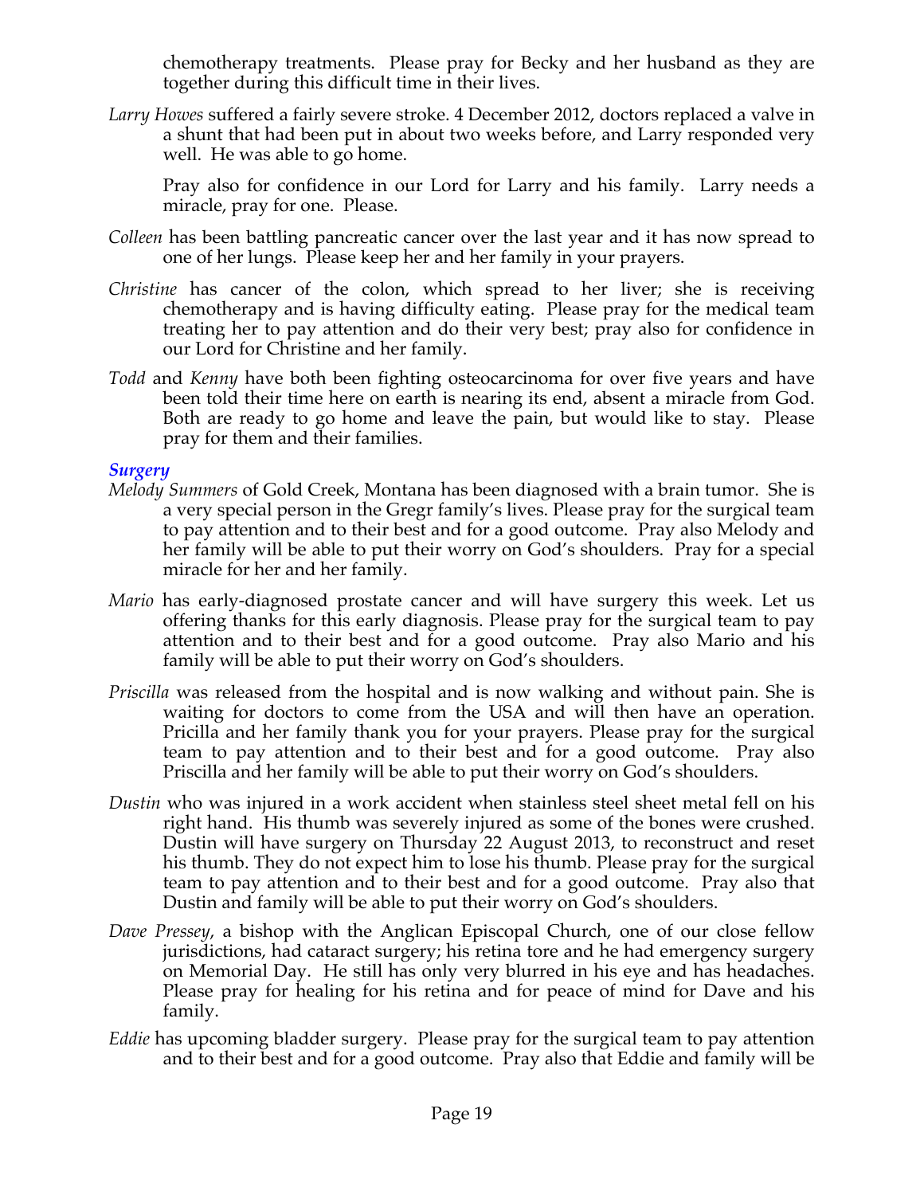chemotherapy treatments. Please pray for Becky and her husband as they are together during this difficult time in their lives.

*Larry Howes* suffered a fairly severe stroke. 4 December 2012, doctors replaced a valve in a shunt that had been put in about two weeks before, and Larry responded very well. He was able to go home.

Pray also for confidence in our Lord for Larry and his family. Larry needs a miracle, pray for one. Please.

*Colleen* has been battling pancreatic cancer over the last year and it has now spread to one of her lungs. Please keep her and her family in your prayers.

*Christine* has cancer of the colon, which spread to her liver; she is receiving chemotherapy and is having difficulty eating. Please pray for the medical team treating her to pay attention and do their very best; pray also for confidence in our Lord for Christine and her family.

*Todd* and *Kenny* have both been fighting osteocarcinoma for over five years and have been told their time here on earth is nearing its end, absent a miracle from God. Both are ready to go home and leave the pain, but would like to stay. Please pray for them and their families.

### *Surgery*

*Melody Summers* of Gold Creek, Montana has been diagnosed with a brain tumor. She is a very special person in the Gregr family's lives. Please pray for the surgical team to pay attention and to their best and for a good outcome. Pray also Melody and her family will be able to put their worry on God's shoulders. Pray for a special miracle for her and her family.

*Mario* has early-diagnosed prostate cancer and will have surgery this week. Let us offering thanks for this early diagnosis. Please pray for the surgical team to pay attention and to their best and for a good outcome. Pray also Mario and his family will be able to put their worry on God's shoulders.

*Priscilla* was released from the hospital and is now walking and without pain. She is waiting for doctors to come from the USA and will then have an operation. Pricilla and her family thank you for your prayers. Please pray for the surgical team to pay attention and to their best and for a good outcome. Pray also Priscilla and her family will be able to put their worry on God's shoulders.

*Dustin* who was injured in a work accident when stainless steel sheet metal fell on his right hand. His thumb was severely injured as some of the bones were crushed. Dustin will have surgery on Thursday 22 August 2013, to reconstruct and reset his thumb. They do not expect him to lose his thumb. Please pray for the surgical team to pay attention and to their best and for a good outcome. Pray also that Dustin and family will be able to put their worry on God's shoulders.

*Dave Pressey*, a bishop with the Anglican Episcopal Church, one of our close fellow jurisdictions, had cataract surgery; his retina tore and he had emergency surgery on Memorial Day. He still has only very blurred in his eye and has headaches. Please pray for healing for his retina and for peace of mind for Dave and his family.

*Eddie* has upcoming bladder surgery. Please pray for the surgical team to pay attention and to their best and for a good outcome. Pray also that Eddie and family will be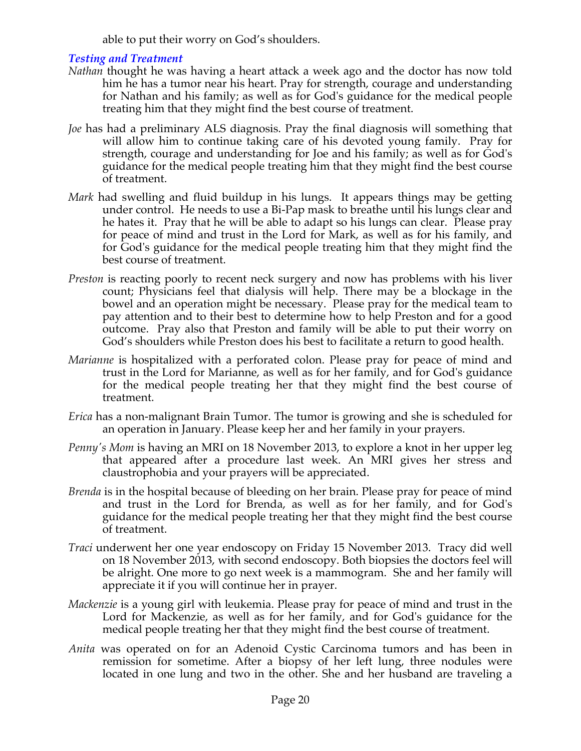able to put their worry on God's shoulders.

### *Testing and Treatment*

*Nathan* thought he was having a heart attack a week ago and the doctor has now told him he has a tumor near his heart. Pray for strength, courage and understanding for Nathan and his family; as well as for God's guidance for the medical people treating him that they might find the best course of treatment.

*Joe* has had a preliminary ALS diagnosis. Pray the final diagnosis will something that will allow him to continue taking care of his devoted young family. Pray for strength, courage and understanding for Joe and his family; as well as for God's guidance for the medical people treating him that they might find the best course of treatment.

*Mark* had swelling and fluid buildup in his lungs. It appears things may be getting under control. He needs to use a Bi-Pap mask to breathe until his lungs clear and he hates it. Pray that he will be able to adapt so his lungs can clear. Please pray for peace of mind and trust in the Lord for Mark, as well as for his family, and for God's guidance for the medical people treating him that they might find the best course of treatment.

*Preston* is reacting poorly to recent neck surgery and now has problems with his liver count; Physicians feel that dialysis will help. There may be a blockage in the bowel and an operation might be necessary. Please pray for the medical team to pay attention and to their best to determine how to help Preston and for a good outcome. Pray also that Preston and family will be able to put their worry on God's shoulders while Preston does his best to facilitate a return to good health.

*Marianne* is hospitalized with a perforated colon. Please pray for peace of mind and trust in the Lord for Marianne, as well as for her family, and for God's guidance for the medical people treating her that they might find the best course of treatment.

*Erica* has a non-malignant Brain Tumor. The tumor is growing and she is scheduled for an operation in January. Please keep her and her family in your prayers.

*Penny's Mom* is having an MRI on 18 November 2013, to explore a knot in her upper leg that appeared after a procedure last week. An MRI gives her stress and claustrophobia and your prayers will be appreciated.

*Brenda* is in the hospital because of bleeding on her brain. Please pray for peace of mind and trust in the Lord for Brenda, as well as for her family, and for God's guidance for the medical people treating her that they might find the best course of treatment.

*Traci* underwent her one year endoscopy on Friday 15 November 2013. Tracy did well on 18 November 2013, with second endoscopy. Both biopsies the doctors feel will be alright. One more to go next week is a mammogram. She and her family will appreciate it if you will continue her in prayer.

*Mackenzie* is a young girl with leukemia. Please pray for peace of mind and trust in the Lord for Mackenzie, as well as for her family, and for God's guidance for the medical people treating her that they might find the best course of treatment.

*Anita* was operated on for an Adenoid Cystic Carcinoma tumors and has been in remission for sometime. After a biopsy of her left lung, three nodules were located in one lung and two in the other. She and her husband are traveling a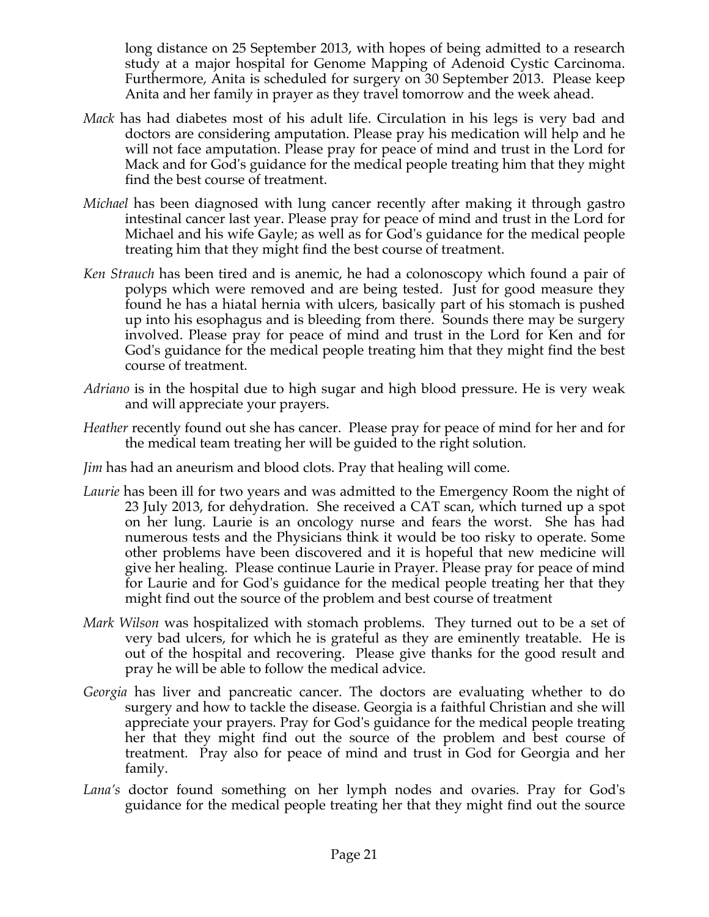long distance on 25 September 2013, with hopes of being admitted to a research study at a major hospital for Genome Mapping of Adenoid Cystic Carcinoma. Furthermore, Anita is scheduled for surgery on 30 September 2013. Please keep Anita and her family in prayer as they travel tomorrow and the week ahead.

*Mack* has had diabetes most of his adult life. Circulation in his legs is very bad and doctors are considering amputation. Please pray his medication will help and he will not face amputation. Please pray for peace of mind and trust in the Lord for Mack and for God's guidance for the medical people treating him that they might find the best course of treatment.

*Michael* has been diagnosed with lung cancer recently after making it through gastro intestinal cancer last year. Please pray for peace of mind and trust in the Lord for Michael and his wife Gayle; as well as for God's guidance for the medical people treating him that they might find the best course of treatment.

*Ken Strauch* has been tired and is anemic, he had a colonoscopy which found a pair of polyps which were removed and are being tested. Just for good measure they found he has a hiatal hernia with ulcers, basically part of his stomach is pushed up into his esophagus and is bleeding from there. Sounds there may be surgery involved. Please pray for peace of mind and trust in the Lord for Ken and for God's guidance for the medical people treating him that they might find the best course of treatment.

*Adriano* is in the hospital due to high sugar and high blood pressure. He is very weak and will appreciate your prayers.

*Heather* recently found out she has cancer. Please pray for peace of mind for her and for the medical team treating her will be guided to the right solution.

*Jim* has had an aneurism and blood clots. Pray that healing will come.

*Laurie* has been ill for two years and was admitted to the Emergency Room the night of 23 July 2013, for dehydration. She received a CAT scan, which turned up a spot on her lung. Laurie is an oncology nurse and fears the worst. She has had numerous tests and the Physicians think it would be too risky to operate. Some other problems have been discovered and it is hopeful that new medicine will give her healing. Please continue Laurie in Prayer. Please pray for peace of mind for Laurie and for God's guidance for the medical people treating her that they might find out the source of the problem and best course of treatment

*Mark Wilson* was hospitalized with stomach problems. They turned out to be a set of very bad ulcers, for which he is grateful as they are eminently treatable. He is out of the hospital and recovering. Please give thanks for the good result and pray he will be able to follow the medical advice.

*Georgia* has liver and pancreatic cancer. The doctors are evaluating whether to do surgery and how to tackle the disease. Georgia is a faithful Christian and she will appreciate your prayers. Pray for God's guidance for the medical people treating her that they might find out the source of the problem and best course of treatment. Pray also for peace of mind and trust in God for Georgia and her family.

*Lana's* doctor found something on her lymph nodes and ovaries. Pray for God's guidance for the medical people treating her that they might find out the source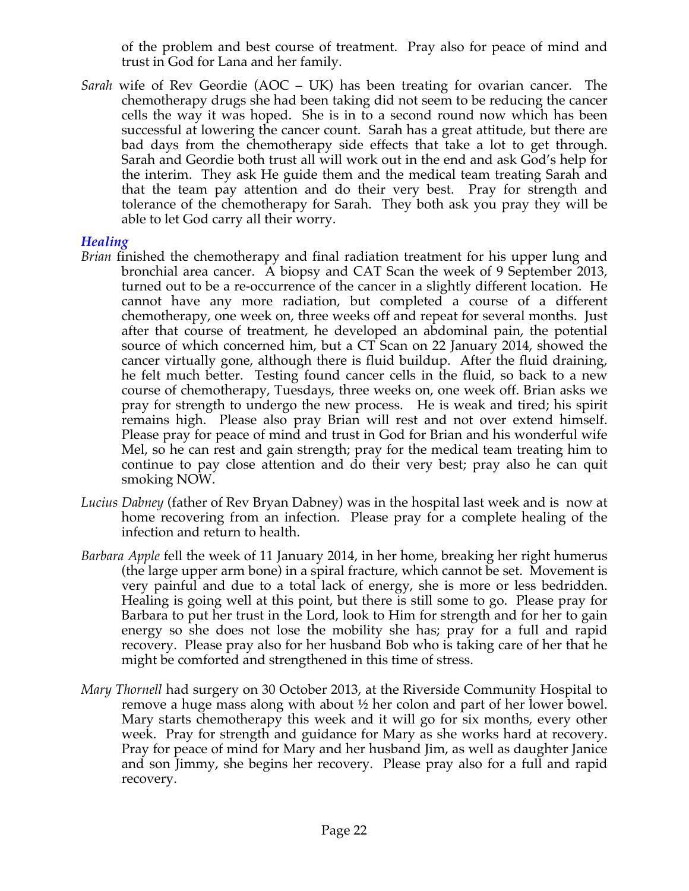of the problem and best course of treatment. Pray also for peace of mind and trust in God for Lana and her family.

*Sarah* wife of Rev Geordie (AOC – UK) has been treating for ovarian cancer. The chemotherapy drugs she had been taking did not seem to be reducing the cancer cells the way it was hoped. She is in to a second round now which has been successful at lowering the cancer count. Sarah has a great attitude, but there are bad days from the chemotherapy side effects that take a lot to get through. Sarah and Geordie both trust all will work out in the end and ask God's help for the interim. They ask He guide them and the medical team treating Sarah and that the team pay attention and do their very best. Pray for strength and tolerance of the chemotherapy for Sarah. They both ask you pray they will be able to let God carry all their worry.

### *Healing*

*Brian* finished the chemotherapy and final radiation treatment for his upper lung and bronchial area cancer. A biopsy and CAT Scan the week of 9 September 2013, turned out to be a re-occurrence of the cancer in a slightly different location. He cannot have any more radiation, but completed a course of a different chemotherapy, one week on, three weeks off and repeat for several months. Just after that course of treatment, he developed an abdominal pain, the potential source of which concerned him, but a CT Scan on 22 January 2014, showed the cancer virtually gone, although there is fluid buildup. After the fluid draining, he felt much better. Testing found cancer cells in the fluid, so back to a new course of chemotherapy, Tuesdays, three weeks on, one week off. Brian asks we pray for strength to undergo the new process. He is weak and tired; his spirit remains high. Please also pray Brian will rest and not over extend himself. Please pray for peace of mind and trust in God for Brian and his wonderful wife Mel, so he can rest and gain strength; pray for the medical team treating him to continue to pay close attention and do their very best; pray also he can quit smoking NOW.

*Lucius Dabney* (father of Rev Bryan Dabney) was in the hospital last week and is now at home recovering from an infection. Please pray for a complete healing of the infection and return to health.

*Barbara Apple* fell the week of 11 January 2014, in her home, breaking her right humerus (the large upper arm bone) in a spiral fracture, which cannot be set. Movement is very painful and due to a total lack of energy, she is more or less bedridden. Healing is going well at this point, but there is still some to go. Please pray for Barbara to put her trust in the Lord, look to Him for strength and for her to gain energy so she does not lose the mobility she has; pray for a full and rapid recovery. Please pray also for her husband Bob who is taking care of her that he might be comforted and strengthened in this time of stress.

*Mary Thornell* had surgery on 30 October 2013, at the Riverside Community Hospital to remove a huge mass along with about ½ her colon and part of her lower bowel. Mary starts chemotherapy this week and it will go for six months, every other week. Pray for strength and guidance for Mary as she works hard at recovery. Pray for peace of mind for Mary and her husband Jim, as well as daughter Janice and son Jimmy, she begins her recovery. Please pray also for a full and rapid recovery.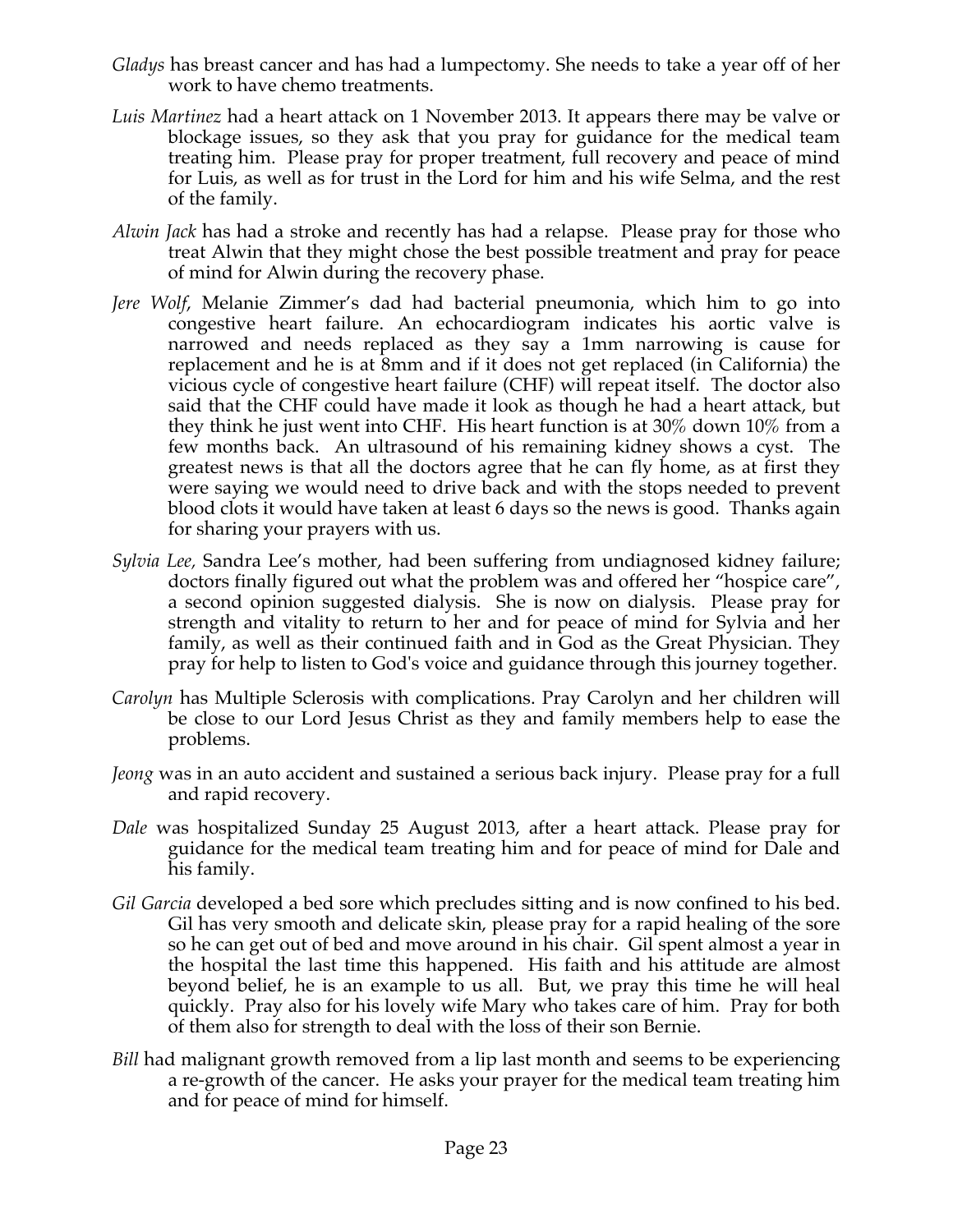*Gladys* has breast cancer and has had a lumpectomy. She needs to take a year off of her work to have chemo treatments.

*Luis Martinez* had a heart attack on 1 November 2013. It appears there may be valve or blockage issues, so they ask that you pray for guidance for the medical team treating him. Please pray for proper treatment, full recovery and peace of mind for Luis, as well as for trust in the Lord for him and his wife Selma, and the rest of the family.

*Alwin Jack* has had a stroke and recently has had a relapse. Please pray for those who treat Alwin that they might chose the best possible treatment and pray for peace of mind for Alwin during the recovery phase.

*Jere Wolf*, Melanie Zimmer's dad had bacterial pneumonia, which him to go into congestive heart failure. An echocardiogram indicates his aortic valve is narrowed and needs replaced as they say a 1mm narrowing is cause for replacement and he is at 8mm and if it does not get replaced (in California) the vicious cycle of congestive heart failure (CHF) will repeat itself. The doctor also said that the CHF could have made it look as though he had a heart attack, but they think he just went into CHF. His heart function is at 30% down 10% from a few months back. An ultrasound of his remaining kidney shows a cyst. The greatest news is that all the doctors agree that he can fly home, as at first they were saying we would need to drive back and with the stops needed to prevent blood clots it would have taken at least 6 days so the news is good. Thanks again for sharing your prayers with us.

*Sylvia Lee,* Sandra Lee's mother, had been suffering from undiagnosed kidney failure; doctors finally figured out what the problem was and offered her "hospice care", a second opinion suggested dialysis. She is now on dialysis. Please pray for strength and vitality to return to her and for peace of mind for Sylvia and her family, as well as their continued faith and in God as the Great Physician. They pray for help to listen to God's voice and guidance through this journey together.

*Carolyn* has Multiple Sclerosis with complications. Pray Carolyn and her children will be close to our Lord Jesus Christ as they and family members help to ease the problems.

*Jeong* was in an auto accident and sustained a serious back injury. Please pray for a full and rapid recovery.

*Dale* was hospitalized Sunday 25 August 2013, after a heart attack. Please pray for guidance for the medical team treating him and for peace of mind for Dale and his family.

*Gil Garcia* developed a bed sore which precludes sitting and is now confined to his bed. Gil has very smooth and delicate skin, please pray for a rapid healing of the sore so he can get out of bed and move around in his chair. Gil spent almost a year in the hospital the last time this happened. His faith and his attitude are almost beyond belief, he is an example to us all. But, we pray this time he will heal quickly. Pray also for his lovely wife Mary who takes care of him. Pray for both of them also for strength to deal with the loss of their son Bernie.

*Bill* had malignant growth removed from a lip last month and seems to be experiencing a re-growth of the cancer. He asks your prayer for the medical team treating him and for peace of mind for himself.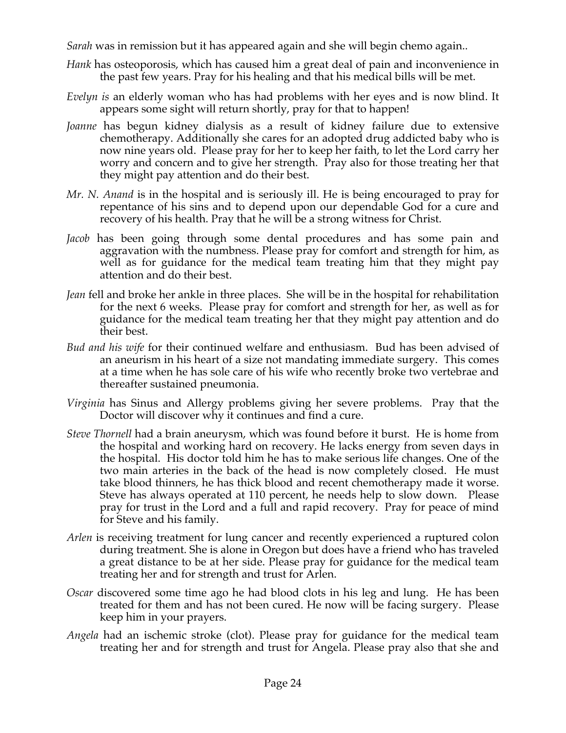*Sarah* was in remission but it has appeared again and she will begin chemo again..

*Hank* has osteoporosis, which has caused him a great deal of pain and inconvenience in the past few years. Pray for his healing and that his medical bills will be met.

*Evelyn is* an elderly woman who has had problems with her eyes and is now blind. It appears some sight will return shortly, pray for that to happen!

*Joanne* has begun kidney dialysis as a result of kidney failure due to extensive chemotherapy. Additionally she cares for an adopted drug addicted baby who is now nine years old. Please pray for her to keep her faith, to let the Lord carry her worry and concern and to give her strength. Pray also for those treating her that they might pay attention and do their best.

*Mr. N. Anand* is in the hospital and is seriously ill. He is being encouraged to pray for repentance of his sins and to depend upon our dependable God for a cure and recovery of his health. Pray that he will be a strong witness for Christ.

*Jacob* has been going through some dental procedures and has some pain and aggravation with the numbness. Please pray for comfort and strength for him, as well as for guidance for the medical team treating him that they might pay attention and do their best.

*Jean* fell and broke her ankle in three places. She will be in the hospital for rehabilitation for the next 6 weeks. Please pray for comfort and strength for her, as well as for guidance for the medical team treating her that they might pay attention and do their best.

*Bud and his wife* for their continued welfare and enthusiasm. Bud has been advised of an aneurism in his heart of a size not mandating immediate surgery. This comes at a time when he has sole care of his wife who recently broke two vertebrae and thereafter sustained pneumonia.

*Virginia* has Sinus and Allergy problems giving her severe problems. Pray that the Doctor will discover why it continues and find a cure.

*Steve Thornell* had a brain aneurysm, which was found before it burst. He is home from the hospital and working hard on recovery. He lacks energy from seven days in the hospital. His doctor told him he has to make serious life changes. One of the two main arteries in the back of the head is now completely closed. He must take blood thinners, he has thick blood and recent chemotherapy made it worse. Steve has always operated at 110 percent, he needs help to slow down. Please pray for trust in the Lord and a full and rapid recovery. Pray for peace of mind for Steve and his family.

*Arlen* is receiving treatment for lung cancer and recently experienced a ruptured colon during treatment. She is alone in Oregon but does have a friend who has traveled a great distance to be at her side. Please pray for guidance for the medical team treating her and for strength and trust for Arlen.

*Oscar* discovered some time ago he had blood clots in his leg and lung. He has been treated for them and has not been cured. He now will be facing surgery. Please keep him in your prayers.

*Angela* had an ischemic stroke (clot). Please pray for guidance for the medical team treating her and for strength and trust for Angela. Please pray also that she and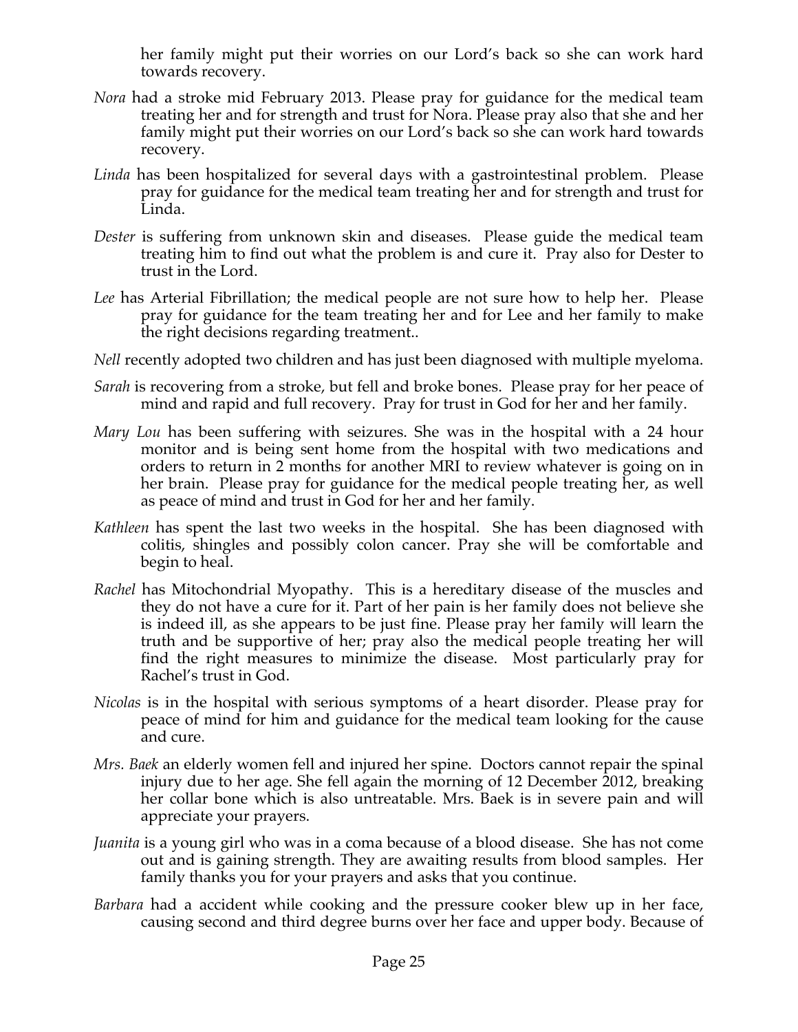her family might put their worries on our Lord's back so she can work hard towards recovery.

*Nora* had a stroke mid February 2013. Please pray for guidance for the medical team treating her and for strength and trust for Nora. Please pray also that she and her family might put their worries on our Lord's back so she can work hard towards recovery.

*Linda* has been hospitalized for several days with a gastrointestinal problem. Please pray for guidance for the medical team treating her and for strength and trust for Linda.

*Dester* is suffering from unknown skin and diseases. Please guide the medical team treating him to find out what the problem is and cure it. Pray also for Dester to trust in the Lord.

*Lee* has Arterial Fibrillation; the medical people are not sure how to help her. Please pray for guidance for the team treating her and for Lee and her family to make the right decisions regarding treatment..

*Nell* recently adopted two children and has just been diagnosed with multiple myeloma.

*Sarah* is recovering from a stroke, but fell and broke bones. Please pray for her peace of mind and rapid and full recovery. Pray for trust in God for her and her family.

*Mary Lou* has been suffering with seizures. She was in the hospital with a 24 hour monitor and is being sent home from the hospital with two medications and orders to return in 2 months for another MRI to review whatever is going on in her brain. Please pray for guidance for the medical people treating her, as well as peace of mind and trust in God for her and her family.

*Kathleen* has spent the last two weeks in the hospital. She has been diagnosed with colitis, shingles and possibly colon cancer. Pray she will be comfortable and begin to heal.

*Rachel* has Mitochondrial Myopathy. This is a hereditary disease of the muscles and they do not have a cure for it. Part of her pain is her family does not believe she is indeed ill, as she appears to be just fine. Please pray her family will learn the truth and be supportive of her; pray also the medical people treating her will find the right measures to minimize the disease. Most particularly pray for Rachel's trust in God.

*Nicolas* is in the hospital with serious symptoms of a heart disorder. Please pray for peace of mind for him and guidance for the medical team looking for the cause and cure.

*Mrs. Baek* an elderly women fell and injured her spine. Doctors cannot repair the spinal injury due to her age. She fell again the morning of 12 December 2012, breaking her collar bone which is also untreatable. Mrs. Baek is in severe pain and will appreciate your prayers.

*Juanita* is a young girl who was in a coma because of a blood disease. She has not come out and is gaining strength. They are awaiting results from blood samples. Her family thanks you for your prayers and asks that you continue.

*Barbara* had a accident while cooking and the pressure cooker blew up in her face, causing second and third degree burns over her face and upper body. Because of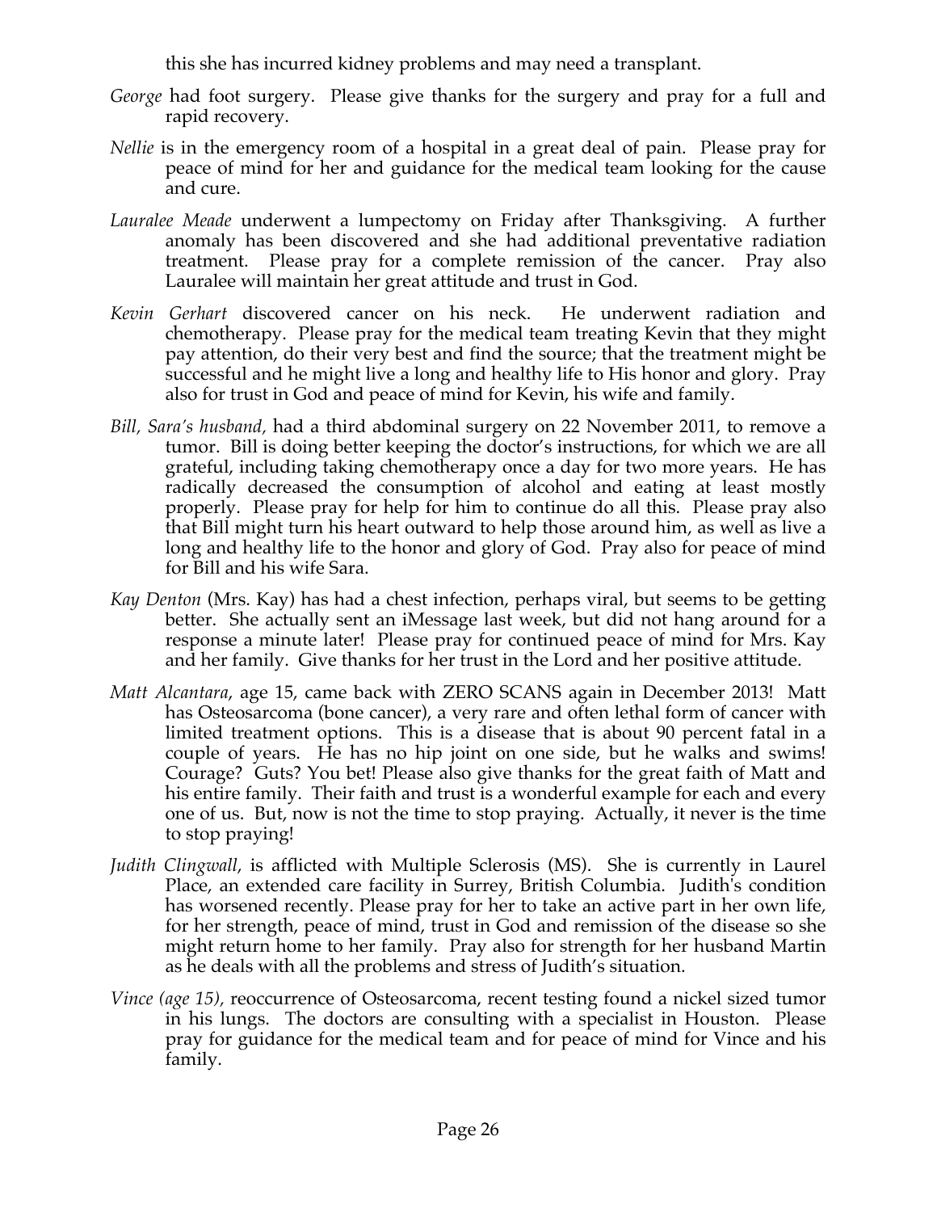this she has incurred kidney problems and may need a transplant.

*George* had foot surgery. Please give thanks for the surgery and pray for a full and rapid recovery.

*Nellie* is in the emergency room of a hospital in a great deal of pain. Please pray for peace of mind for her and guidance for the medical team looking for the cause and cure.

*Lauralee Meade* underwent a lumpectomy on Friday after Thanksgiving. A further anomaly has been discovered and she had additional preventative radiation treatment. Please pray for a complete remission of the cancer. Pray also Lauralee will maintain her great attitude and trust in God.

*Kevin Gerhart* discovered cancer on his neck. He underwent radiation and chemotherapy. Please pray for the medical team treating Kevin that they might pay attention, do their very best and find the source; that the treatment might be successful and he might live a long and healthy life to His honor and glory. Pray also for trust in God and peace of mind for Kevin, his wife and family.

*Bill, Sara's husband*, had a third abdominal surgery on 22 November 2011, to remove a tumor. Bill is doing better keeping the doctor's instructions, for which we are all grateful, including taking chemotherapy once a day for two more years. He has radically decreased the consumption of alcohol and eating at least mostly properly. Please pray for help for him to continue do all this. Please pray also that Bill might turn his heart outward to help those around him, as well as live a long and healthy life to the honor and glory of God. Pray also for peace of mind for Bill and his wife Sara.

*Kay Denton* (Mrs. Kay) has had a chest infection, perhaps viral, but seems to be getting better. She actually sent an iMessage last week, but did not hang around for a response a minute later! Please pray for continued peace of mind for Mrs. Kay and her family. Give thanks for her trust in the Lord and her positive attitude.

*Matt Alcantara*, age 15, came back with ZERO SCANS again in December 2013! Matt has Osteosarcoma (bone cancer), a very rare and often lethal form of cancer with limited treatment options. This is a disease that is about 90 percent fatal in a couple of years. He has no hip joint on one side, but he walks and swims! Courage? Guts? You bet! Please also give thanks for the great faith of Matt and his entire family. Their faith and trust is a wonderful example for each and every one of us. But, now is not the time to stop praying. Actually, it never is the time to stop praying!

*Judith Clingwall*, is afflicted with Multiple Sclerosis (MS). She is currently in Laurel Place, an extended care facility in Surrey, British Columbia. Judith's condition has worsened recently. Please pray for her to take an active part in her own life, for her strength, peace of mind, trust in God and remission of the disease so she might return home to her family. Pray also for strength for her husband Martin as he deals with all the problems and stress of Judith's situation.

*Vince (age 15)*, reoccurrence of Osteosarcoma, recent testing found a nickel sized tumor in his lungs. The doctors are consulting with a specialist in Houston. Please pray for guidance for the medical team and for peace of mind for Vince and his family.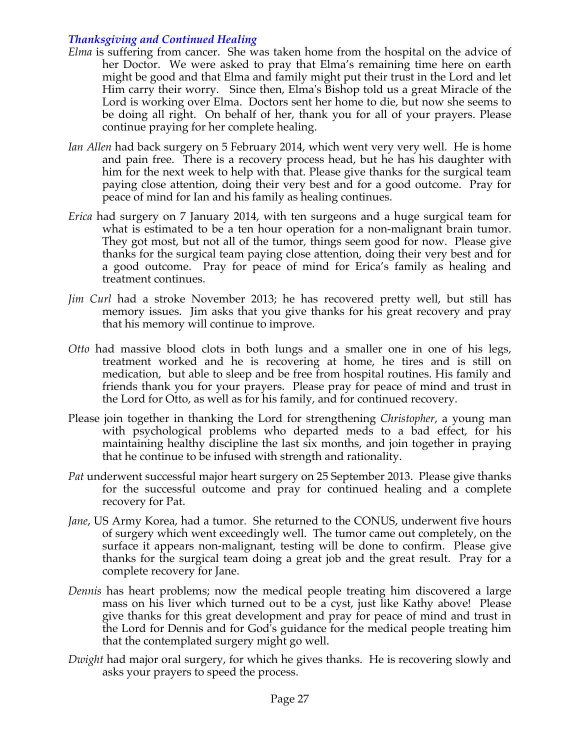### *Thanksgiving and Continued Healing*

*Elma* is suffering from cancer. She was taken home from the hospital on the advice of her Doctor. We were asked to pray that Elma's remaining time here on earth might be good and that Elma and family might put their trust in the Lord and let Him carry their worry. Since then, Elma's Bishop told us a great Miracle of the Lord is working over Elma. Doctors sent her home to die, but now she seems to be doing all right. On behalf of her, thank you for all of your prayers. Please continue praying for her complete healing.

*Ian Allen* had back surgery on 5 February 2014, which went very very well. He is home and pain free. There is a recovery process head, but he has his daughter with him for the next week to help with that. Please give thanks for the surgical team paying close attention, doing their very best and for a good outcome. Pray for peace of mind for Ian and his family as healing continues.

*Erica* had surgery on 7 January 2014, with ten surgeons and a huge surgical team for what is estimated to be a ten hour operation for a non-malignant brain tumor. They got most, but not all of the tumor, things seem good for now. Please give thanks for the surgical team paying close attention, doing their very best and for a good outcome. Pray for peace of mind for Erica's family as healing and treatment continues.

*Jim Curl* had a stroke November 2013; he has recovered pretty well, but still has memory issues. Jim asks that you give thanks for his great recovery and pray that his memory will continue to improve.

*Otto* had massive blood clots in both lungs and a smaller one in one of his legs, treatment worked and he is recovering at home, he tires and is still on medication, but able to sleep and be free from hospital routines. His family and friends thank you for your prayers. Please pray for peace of mind and trust in the Lord for Otto, as well as for his family, and for continued recovery.

Please join together in thanking the Lord for strengthening *Christopher*, a young man with psychological problems who departed meds to a bad effect, for his maintaining healthy discipline the last six months, and join together in praying that he continue to be infused with strength and rationality.

*Pat* underwent successful major heart surgery on 25 September 2013. Please give thanks for the successful outcome and pray for continued healing and a complete recovery for Pat.

*Jane*, US Army Korea, had a tumor. She returned to the CONUS, underwent five hours of surgery which went exceedingly well. The tumor came out completely, on the surface it appears non-malignant, testing will be done to confirm. Please give thanks for the surgical team doing a great job and the great result. Pray for a complete recovery for Jane.

*Dennis* has heart problems; now the medical people treating him discovered a large mass on his liver which turned out to be a cyst, just like Kathy above! Please give thanks for this great development and pray for peace of mind and trust in the Lord for Dennis and for God's guidance for the medical people treating him that the contemplated surgery might go well.

*Dwight* had major oral surgery, for which he gives thanks. He is recovering slowly and asks your prayers to speed the process.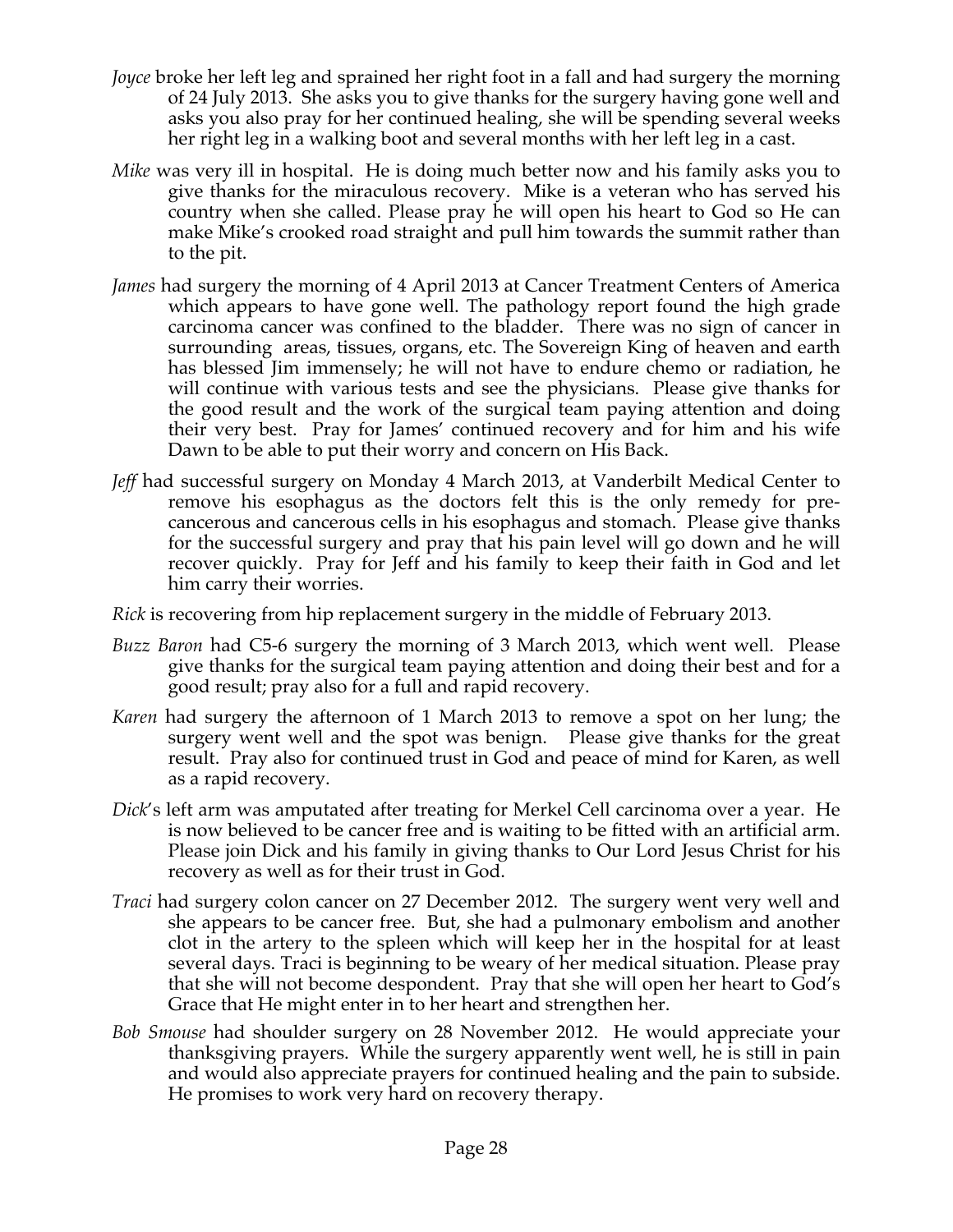*Joyce* broke her left leg and sprained her right foot in a fall and had surgery the morning of 24 July 2013. She asks you to give thanks for the surgery having gone well and asks you also pray for her continued healing, she will be spending several weeks her right leg in a walking boot and several months with her left leg in a cast.

*Mike* was very ill in hospital. He is doing much better now and his family asks you to give thanks for the miraculous recovery. Mike is a veteran who has served his country when she called. Please pray he will open his heart to God so He can make Mike's crooked road straight and pull him towards the summit rather than to the pit.

*James* had surgery the morning of 4 April 2013 at Cancer Treatment Centers of America which appears to have gone well. The pathology report found the high grade carcinoma cancer was confined to the bladder. There was no sign of cancer in surrounding areas, tissues, organs, etc. The Sovereign King of heaven and earth has blessed Jim immensely; he will not have to endure chemo or radiation, he will continue with various tests and see the physicians. Please give thanks for the good result and the work of the surgical team paying attention and doing their very best. Pray for James' continued recovery and for him and his wife Dawn to be able to put their worry and concern on His Back.

*Jeff* had successful surgery on Monday 4 March 2013, at Vanderbilt Medical Center to remove his esophagus as the doctors felt this is the only remedy for pre-cancerous and cancerous cells in his esophagus and stomach. Please give thanks for the successful surgery and pray that his pain level will go down and he will recover quickly. Pray for Jeff and his family to keep their faith in God and let him carry their worries.

*Rick* is recovering from hip replacement surgery in the middle of February 2013.

*Buzz Baron* had C5-6 surgery the morning of 3 March 2013, which went well. Please give thanks for the surgical team paying attention and doing their best and for a good result; pray also for a full and rapid recovery.

*Karen* had surgery the afternoon of 1 March 2013 to remove a spot on her lung; the surgery went well and the spot was benign. Please give thanks for the great result. Pray also for continued trust in God and peace of mind for Karen, as well as a rapid recovery.

*Dick*'s left arm was amputated after treating for Merkel Cell carcinoma over a year. He is now believed to be cancer free and is waiting to be fitted with an artificial arm. Please join Dick and his family in giving thanks to Our Lord Jesus Christ for his recovery as well as for their trust in God.

*Traci* had surgery colon cancer on 27 December 2012. The surgery went very well and she appears to be cancer free. But, she had a pulmonary embolism and another clot in the artery to the spleen which will keep her in the hospital for at least several days. Traci is beginning to be weary of her medical situation. Please pray that she will not become despondent. Pray that she will open her heart to God's Grace that He might enter in to her heart and strengthen her.

*Bob Smouse* had shoulder surgery on 28 November 2012. He would appreciate your thanksgiving prayers. While the surgery apparently went well, he is still in pain and would also appreciate prayers for continued healing and the pain to subside. He promises to work very hard on recovery therapy.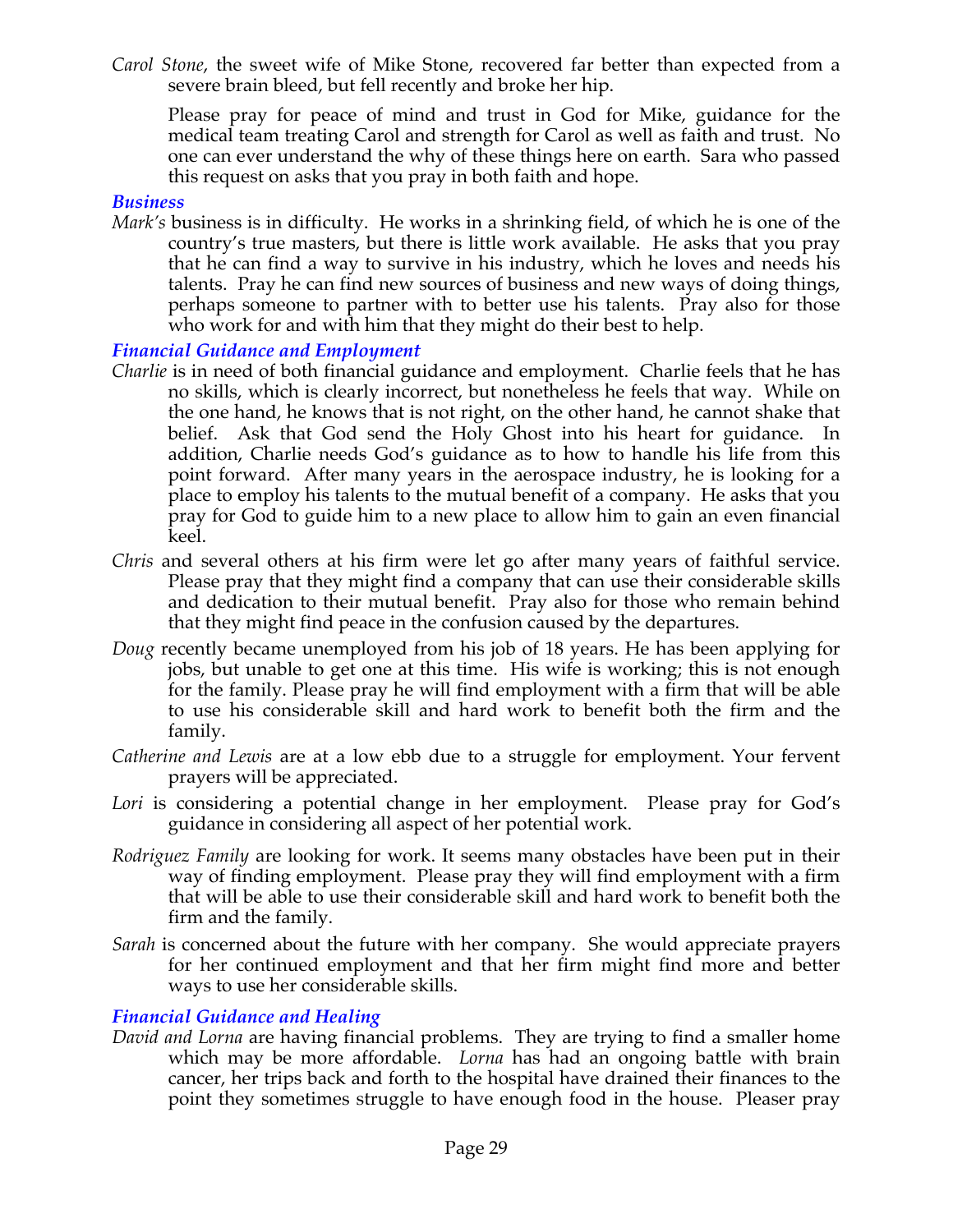*Carol Stone*, the sweet wife of Mike Stone, recovered far better than expected from a severe brain bleed, but fell recently and broke her hip.

Please pray for peace of mind and trust in God for Mike, guidance for the medical team treating Carol and strength for Carol as well as faith and trust. No one can ever understand the why of these things here on earth. Sara who passed this request on asks that you pray in both faith and hope.

### *Business*

*Mark's* business is in difficulty. He works in a shrinking field, of which he is one of the country's true masters, but there is little work available. He asks that you pray that he can find a way to survive in his industry, which he loves and needs his talents. Pray he can find new sources of business and new ways of doing things, perhaps someone to partner with to better use his talents. Pray also for those who work for and with him that they might do their best to help.

### *Financial Guidance and Employment*

*Charlie* is in need of both financial guidance and employment. Charlie feels that he has no skills, which is clearly incorrect, but nonetheless he feels that way. While on the one hand, he knows that is not right, on the other hand, he cannot shake that belief. Ask that God send the Holy Ghost into his heart for guidance. In addition, Charlie needs God's guidance as to how to handle his life from this point forward. After many years in the aerospace industry, he is looking for a place to employ his talents to the mutual benefit of a company. He asks that you pray for God to guide him to a new place to allow him to gain an even financial keel.

*Chris* and several others at his firm were let go after many years of faithful service. Please pray that they might find a company that can use their considerable skills and dedication to their mutual benefit. Pray also for those who remain behind that they might find peace in the confusion caused by the departures.

*Doug* recently became unemployed from his job of 18 years. He has been applying for jobs, but unable to get one at this time. His wife is working; this is not enough for the family. Please pray he will find employment with a firm that will be able to use his considerable skill and hard work to benefit both the firm and the family.

*Catherine and Lewis* are at a low ebb due to a struggle for employment. Your fervent prayers will be appreciated.

*Lori* is considering a potential change in her employment. Please pray for God's guidance in considering all aspect of her potential work.

*Rodriguez Family* are looking for work. It seems many obstacles have been put in their way of finding employment. Please pray they will find employment with a firm that will be able to use their considerable skill and hard work to benefit both the firm and the family.

*Sarah* is concerned about the future with her company. She would appreciate prayers for her continued employment and that her firm might find more and better ways to use her considerable skills.

### *Financial Guidance and Healing*

*David and Lorna* are having financial problems. They are trying to find a smaller home which may be more affordable. *Lorna* has had an ongoing battle with brain cancer, her trips back and forth to the hospital have drained their finances to the point they sometimes struggle to have enough food in the house. Pleaser pray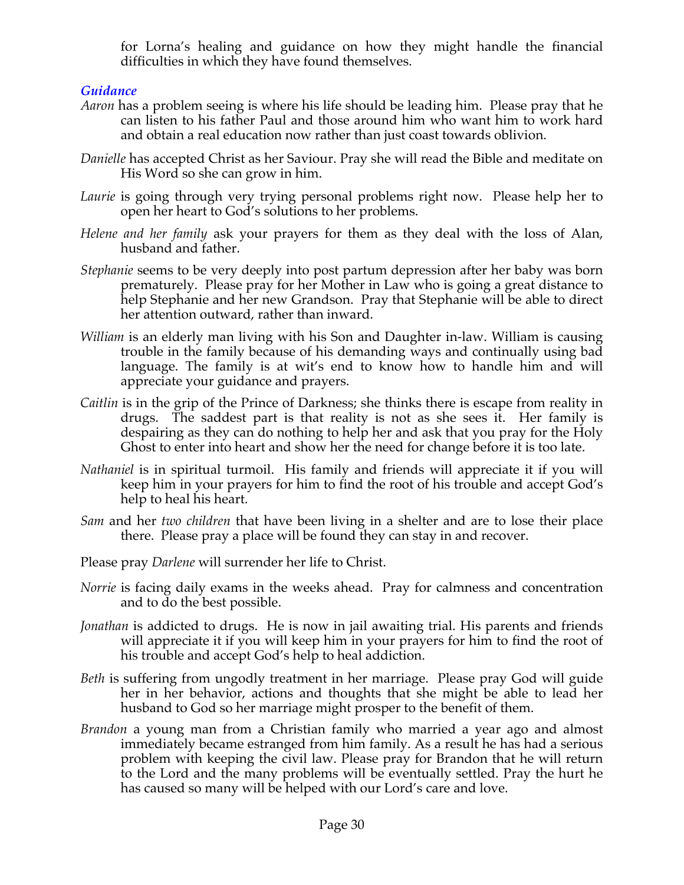for Lorna's healing and guidance on how they might handle the financial difficulties in which they have found themselves.

### *Guidance*

*Aaron* has a problem seeing is where his life should be leading him. Please pray that he can listen to his father Paul and those around him who want him to work hard and obtain a real education now rather than just coast towards oblivion.

*Danielle* has accepted Christ as her Saviour. Pray she will read the Bible and meditate on His Word so she can grow in him.

*Laurie* is going through very trying personal problems right now. Please help her to open her heart to God's solutions to her problems.

*Helene and her family* ask your prayers for them as they deal with the loss of Alan, husband and father.

*Stephanie* seems to be very deeply into post partum depression after her baby was born prematurely. Please pray for her Mother in Law who is going a great distance to help Stephanie and her new Grandson. Pray that Stephanie will be able to direct her attention outward, rather than inward.

*William* is an elderly man living with his Son and Daughter in-law. William is causing trouble in the family because of his demanding ways and continually using bad language. The family is at wit's end to know how to handle him and will appreciate your guidance and prayers.

*Caitlin* is in the grip of the Prince of Darkness; she thinks there is escape from reality in drugs. The saddest part is that reality is not as she sees it. Her family is despairing as they can do nothing to help her and ask that you pray for the Holy Ghost to enter into heart and show her the need for change before it is too late.

*Nathaniel* is in spiritual turmoil. His family and friends will appreciate it if you will keep him in your prayers for him to find the root of his trouble and accept God's help to heal his heart.

*Sam* and her *two children* that have been living in a shelter and are to lose their place there. Please pray a place will be found they can stay in and recover.

Please pray *Darlene* will surrender her life to Christ.

*Norrie* is facing daily exams in the weeks ahead. Pray for calmness and concentration and to do the best possible.

*Jonathan* is addicted to drugs. He is now in jail awaiting trial. His parents and friends will appreciate it if you will keep him in your prayers for him to find the root of his trouble and accept God's help to heal addiction.

*Beth* is suffering from ungodly treatment in her marriage. Please pray God will guide her in her behavior, actions and thoughts that she might be able to lead her husband to God so her marriage might prosper to the benefit of them.

*Brandon* a young man from a Christian family who married a year ago and almost immediately became estranged from him family. As a result he has had a serious problem with keeping the civil law. Please pray for Brandon that he will return to the Lord and the many problems will be eventually settled. Pray the hurt he has caused so many will be helped with our Lord's care and love.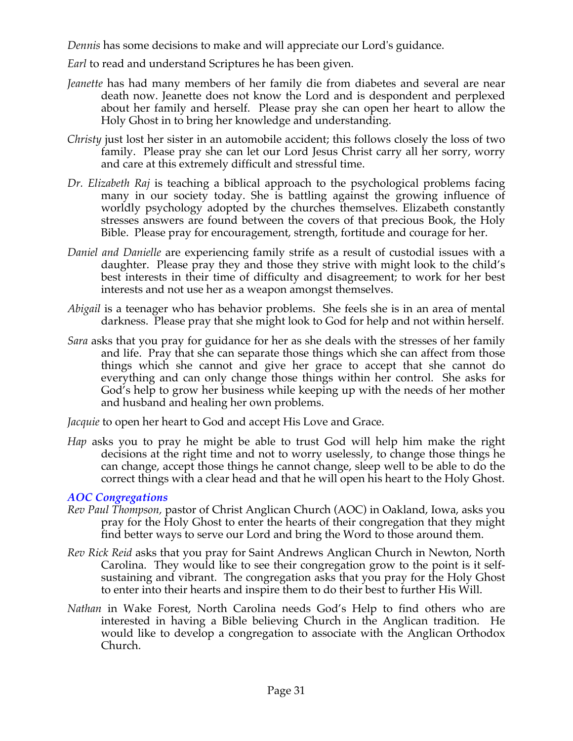*Dennis* has some decisions to make and will appreciate our Lord's guidance.

*Earl* to read and understand Scriptures he has been given.

*Jeanette* has had many members of her family die from diabetes and several are near death now. Jeanette does not know the Lord and is despondent and perplexed about her family and herself. Please pray she can open her heart to allow the Holy Ghost in to bring her knowledge and understanding.

*Christy* just lost her sister in an automobile accident; this follows closely the loss of two family. Please pray she can let our Lord Jesus Christ carry all her sorry, worry and care at this extremely difficult and stressful time.

*Dr. Elizabeth Raj* is teaching a biblical approach to the psychological problems facing many in our society today. She is battling against the growing influence of worldly psychology adopted by the churches themselves. Elizabeth constantly stresses answers are found between the covers of that precious Book, the Holy Bible. Please pray for encouragement, strength, fortitude and courage for her.

*Daniel and Danielle* are experiencing family strife as a result of custodial issues with a daughter. Please pray they and those they strive with might look to the child's best interests in their time of difficulty and disagreement; to work for her best interests and not use her as a weapon amongst themselves.

*Abigail* is a teenager who has behavior problems. She feels she is in an area of mental darkness. Please pray that she might look to God for help and not within herself.

*Sara* asks that you pray for guidance for her as she deals with the stresses of her family and life. Pray that she can separate those things which she can affect from those things which she cannot and give her grace to accept that she cannot do everything and can only change those things within her control. She asks for God's help to grow her business while keeping up with the needs of her mother and husband and healing her own problems.

*Jacquie* to open her heart to God and accept His Love and Grace.

*Hap* asks you to pray he might be able to trust God will help him make the right decisions at the right time and not to worry uselessly, to change those things he can change, accept those things he cannot change, sleep well to be able to do the correct things with a clear head and that he will open his heart to the Holy Ghost.

### *AOC Congregations*

*Rev Paul Thompson*, pastor of Christ Anglican Church (AOC) in Oakland, Iowa, asks you pray for the Holy Ghost to enter the hearts of their congregation that they might find better ways to serve our Lord and bring the Word to those around them.

*Rev Rick Reid* asks that you pray for Saint Andrews Anglican Church in Newton, North Carolina. They would like to see their congregation grow to the point is it self-sustaining and vibrant. The congregation asks that you pray for the Holy Ghost to enter into their hearts and inspire them to do their best to further His Will.

*Nathan* in Wake Forest, North Carolina needs God's Help to find others who are interested in having a Bible believing Church in the Anglican tradition. He would like to develop a congregation to associate with the Anglican Orthodox Church.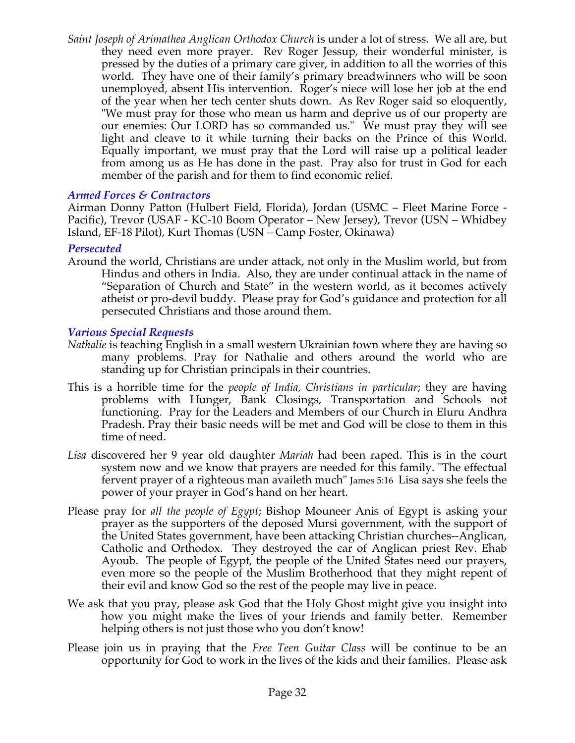*Saint Joseph of Arimathea Anglican Orthodox Church* is under a lot of stress. We all are, but they need even more prayer. Rev Roger Jessup, their wonderful minister, is pressed by the duties of a primary care giver, in addition to all the worries of this world. They have one of their family's primary breadwinners who will be soon unemployed, absent His intervention. Roger's niece will lose her job at the end of the year when her tech center shuts down. As Rev Roger said so eloquently, "We must pray for those who mean us harm and deprive us of our property are our enemies: Our LORD has so commanded us." We must pray they will see light and cleave to it while turning their backs on the Prince of this World. Equally important, we must pray that the Lord will raise up a political leader from among us as He has done in the past. Pray also for trust in God for each member of the parish and for them to find economic relief.

### *Armed Forces & Contractors*

Airman Donny Patton (Hulbert Field, Florida), Jordan (USMC – Fleet Marine Force - Pacific), Trevor (USAF - KC-10 Boom Operator – New Jersey), Trevor (USN – Whidbey Island, EF-18 Pilot), Kurt Thomas (USN – Camp Foster, Okinawa)

### *Persecuted*

Around the world, Christians are under attack, not only in the Muslim world, but from Hindus and others in India. Also, they are under continual attack in the name of "Separation of Church and State" in the western world, as it becomes actively atheist or pro-devil buddy. Please pray for God's guidance and protection for all persecuted Christians and those around them.

### *Various Special Requests*

*Nathalie* is teaching English in a small western Ukrainian town where they are having so many problems. Pray for Nathalie and others around the world who are standing up for Christian principals in their countries.

This is a horrible time for the *people of India, Christians in particular*; they are having problems with Hunger, Bank Closings, Transportation and Schools not functioning. Pray for the Leaders and Members of our Church in Eluru Andhra Pradesh. Pray their basic needs will be met and God will be close to them in this time of need.

*Lisa* discovered her 9 year old daughter *Mariah* had been raped. This is in the court system now and we know that prayers are needed for this family. "The effectual fervent prayer of a righteous man availeth much" James 5:16 Lisa says she feels the power of your prayer in God's hand on her heart.

Please pray for *all the people of Egypt*; Bishop Mouneer Anis of Egypt is asking your prayer as the supporters of the deposed Mursi government, with the support of the United States government, have been attacking Christian churches--Anglican, Catholic and Orthodox. They destroyed the car of Anglican priest Rev. Ehab Ayoub. The people of Egypt, the people of the United States need our prayers, even more so the people of the Muslim Brotherhood that they might repent of their evil and know God so the rest of the people may live in peace.

We ask that you pray, please ask God that the Holy Ghost might give you insight into how you might make the lives of your friends and family better. Remember helping others is not just those who you don't know!

Please join us in praying that the *Free Teen Guitar Class* will be continue to be an opportunity for God to work in the lives of the kids and their families. Please ask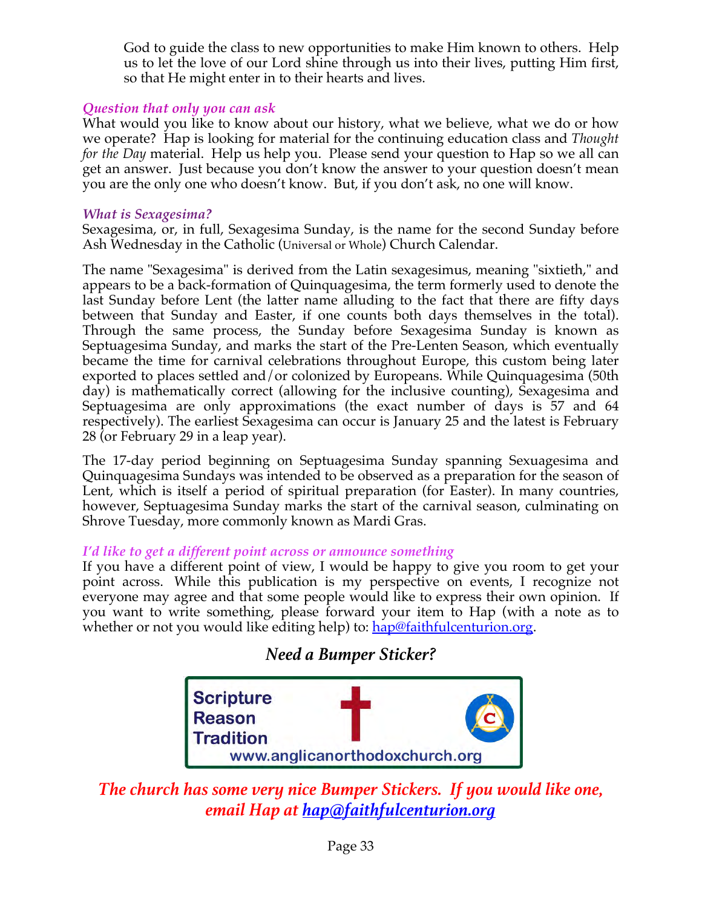God to guide the class to new opportunities to make Him known to others. Help us to let the love of our Lord shine through us into their lives, putting Him first, so that He might enter in to their hearts and lives.

### *Question that only you can ask*

What would you like to know about our history, what we believe, what we do or how we operate? Hap is looking for material for the continuing education class and *Thought for the Day* material. Help us help you. Please send your question to Hap so we all can get an answer. Just because you don't know the answer to your question doesn't mean you are the only one who doesn't know. But, if you don't ask, no one will know.

### *What is Sexagesima?*

Sexagesima, or, in full, Sexagesima Sunday, is the name for the second Sunday before Ash Wednesday in the Catholic (Universal or Whole) Church Calendar.

The name "Sexagesima" is derived from the Latin sexagesimus, meaning "sixtieth," and appears to be a back-formation of Quinquagesima, the term formerly used to denote the last Sunday before Lent (the latter name alluding to the fact that there are fifty days between that Sunday and Easter, if one counts both days themselves in the total). Through the same process, the Sunday before Sexagesima Sunday is known as Septuagesima Sunday, and marks the start of the Pre-Lenten Season, which eventually became the time for carnival celebrations throughout Europe, this custom being later exported to places settled and/or colonized by Europeans. While Quinquagesima (50th day) is mathematically correct (allowing for the inclusive counting), Sexagesima and Septuagesima are only approximations (the exact number of days is 57 and 64 respectively). The earliest Sexagesima can occur is January 25 and the latest is February 28 (or February 29 in a leap year).

The 17-day period beginning on Septuagesima Sunday spanning Sexuagesima and Quinquagesima Sundays was intended to be observed as a preparation for the season of Lent, which is itself a period of spiritual preparation (for Easter). In many countries, however, Septuagesima Sunday marks the start of the carnival season, culminating on Shrove Tuesday, more commonly known as Mardi Gras.

### *I'd like to get a different point across or announce something*

If you have a different point of view, I would be happy to give you room to get your point across. While this publication is my perspective on events, I recognize not everyone may agree and that some people would like to express their own opinion. If you want to write something, please forward your item to Hap (with a note as to whether or not you would like editing help) to: hap@faithfulcenturion.org.

## *Need a Bumper Sticker?*

Scripture
Reason
Tradition
www.anglicanorthodoxchurch.org

***The church has some very nice Bumper Stickers. If you would like one, email Hap at hap@faithfulcenturion.org***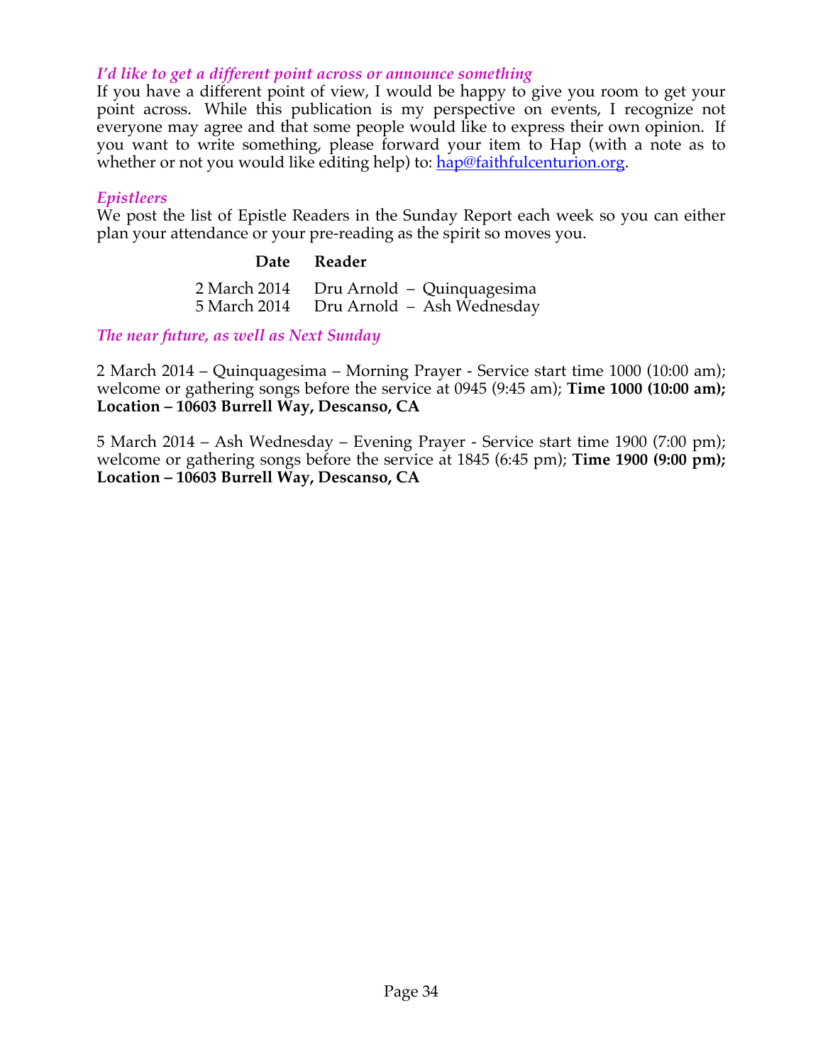### *I'd like to get a different point across or announce something*

If you have a different point of view, I would be happy to give you room to get your point across. While this publication is my perspective on events, I recognize not everyone may agree and that some people would like to express their own opinion. If you want to write something, please forward your item to Hap (with a note as to whether or not you would like editing help) to: hap@faithfulcenturion.org.

### *Epistleers*

We post the list of Epistle Readers in the Sunday Report each week so you can either plan your attendance or your pre-reading as the spirit so moves you.

| Date | Reader |
|---|---|
| 2 March 2014 | Dru Arnold – Quinquagesima |
| 5 March 2014 | Dru Arnold – Ash Wednesday |

### *The near future, as well as Next Sunday*

2 March 2014 – Quinquagesima – Morning Prayer - Service start time 1000 (10:00 am); welcome or gathering songs before the service at 0945 (9:45 am); **Time 1000 (10:00 am); Location – 10603 Burrell Way, Descanso, CA**

5 March 2014 – Ash Wednesday – Evening Prayer - Service start time 1900 (7:00 pm); welcome or gathering songs before the service at 1845 (6:45 pm); **Time 1900 (9:00 pm); Location – 10603 Burrell Way, Descanso, CA**